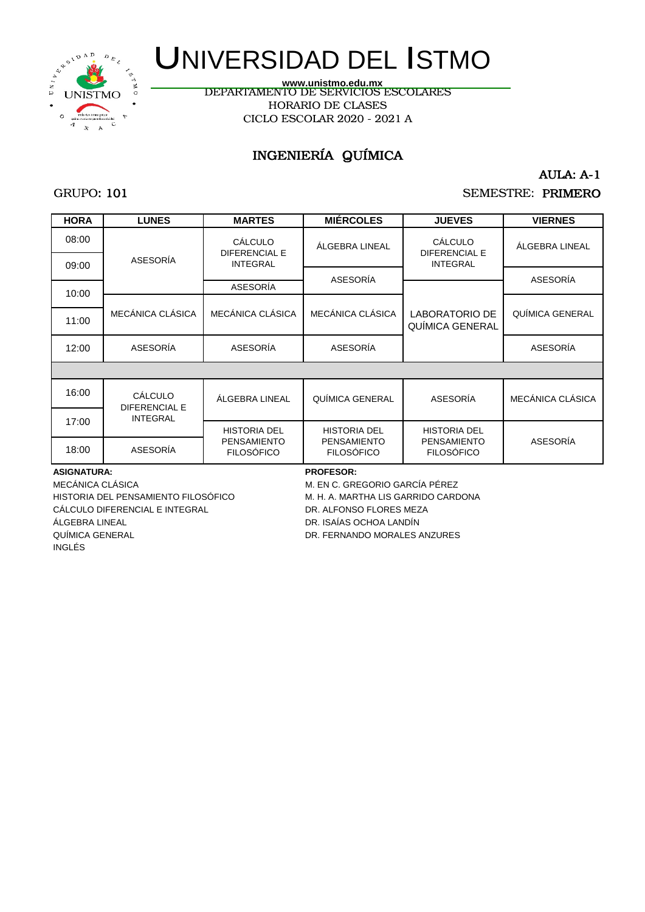# UNIVERSIDAD DEL ISTMO

www.unistmo.edu.mx

DEPARTAMENTO DE SERVICIOS ESCOLARES

HORARIO DE CLASES

CICLO ESCOLAR 2020 - 2021 A

## INGENIERÍA QUÍMICA

AULA: A-1

GRUPO: 101

SEMESTRE: PRIMERO

| HORA | LUNES | MARTES | MIÉRCOLES | JUEVES | VIERNES |
|---|---|---|---|---|---|
| 08:00 | ASESORÍA | CÁLCULO DIFERENCIAL E INTEGRAL | ÁLGEBRA LINEAL | CÁLCULO DIFERENCIAL E INTEGRAL | ÁLGEBRA LINEAL |
| 09:00 | ASESORÍA | CÁLCULO DIFERENCIAL E INTEGRAL | ASESORÍA | CÁLCULO DIFERENCIAL E INTEGRAL | ASESORÍA |
| 10:00 | ASESORÍA | ASESORÍA | ASESORÍA | LABORATORIO DE QUÍMICA GENERAL | ASESORÍA |
| 11:00 | MECÁNICA CLÁSICA | MECÁNICA CLÁSICA | MECÁNICA CLÁSICA | LABORATORIO DE QUÍMICA GENERAL | QUÍMICA GENERAL |
| 12:00 | ASESORÍA | ASESORÍA | ASESORÍA | LABORATORIO DE QUÍMICA GENERAL | ASESORÍA |
| | | | | | |
| 16:00 | CÁLCULO DIFERENCIAL E INTEGRAL | ÁLGEBRA LINEAL | QUÍMICA GENERAL | ASESORÍA | MECÁNICA CLÁSICA |
| 17:00 | CÁLCULO DIFERENCIAL E INTEGRAL | HISTORIA DEL PENSAMIENTO FILOSÓFICO | HISTORIA DEL PENSAMIENTO FILOSÓFICO | HISTORIA DEL PENSAMIENTO FILOSÓFICO | ASESORÍA |
| 18:00 | ASESORÍA | HISTORIA DEL PENSAMIENTO FILOSÓFICO | HISTORIA DEL PENSAMIENTO FILOSÓFICO | HISTORIA DEL PENSAMIENTO FILOSÓFICO | ASESORÍA |

| ASIGNATURA: | PROFESOR: |
|---|---|
| MECÁNICA CLÁSICA | M. EN C. GREGORIO GARCÍA PÉREZ |
| HISTORIA DEL PENSAMIENTO FILOSÓFICO | M. H. A. MARTHA LIS GARRIDO CARDONA |
| CÁLCULO DIFERENCIAL E INTEGRAL | DR. ALFONSO FLORES MEZA |
| ÁLGEBRA LINEAL | DR. ISAÍAS OCHOA LANDÍN |
| QUÍMICA GENERAL | DR. FERNANDO MORALES ANZURES |
| INGLÉS | |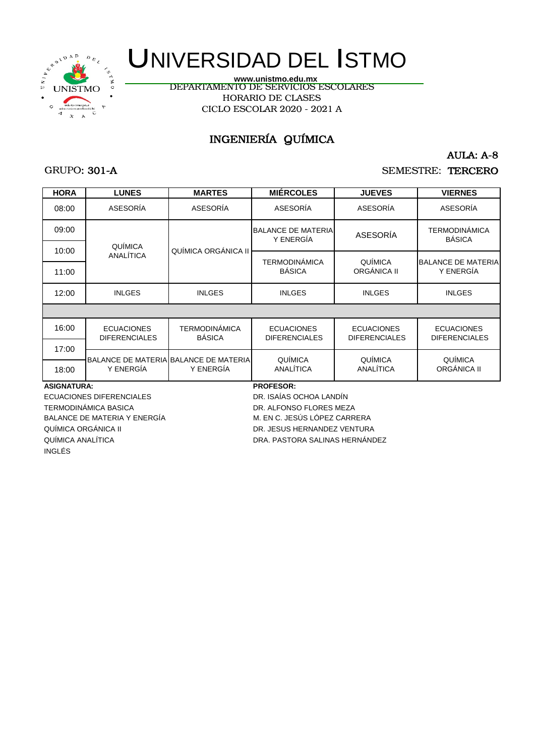# UNIVERSIDAD DEL ISTMO

**www.unistmo.edu.mx**

DEPARTAMENTO DE SERVICIOS ESCOLARES

HORARIO DE CLASES

CICLO ESCOLAR 2020 - 2021 A

## INGENIERÍA QUÍMICA

AULA: **A-8**

GRUPO: **301-A**

SEMESTRE: **TERCERO**

| HORA | LUNES | MARTES | MIÉRCOLES | JUEVES | VIERNES |
|---|---|---|---|---|---|
| 08:00 | ASESORÍA | ASESORÍA | ASESORÍA | ASESORÍA | ASESORÍA |
| 09:00 | QUÍMICA ANALÍTICA | QUÍMICA ORGÁNICA II | BALANCE DE MATERIA Y ENERGÍA | ASESORÍA | TERMODINÁMICA BÁSICA |
| 10:00 | QUÍMICA ANALÍTICA | QUÍMICA ORGÁNICA II | TERMODINÁMICA BÁSICA | QUÍMICA ORGÁNICA II | BALANCE DE MATERIA Y ENERGÍA |
| 11:00 | QUÍMICA ANALÍTICA | QUÍMICA ORGÁNICA II | TERMODINÁMICA BÁSICA | QUÍMICA ORGÁNICA II | BALANCE DE MATERIA Y ENERGÍA |
| 12:00 | INLGES | INLGES | INLGES | INLGES | INLGES |
| | | | | | |
| 16:00 | ECUACIONES DIFERENCIALES | TERMODINÁMICA BÁSICA | ECUACIONES DIFERENCIALES | ECUACIONES DIFERENCIALES | ECUACIONES DIFERENCIALES |
| 17:00 | BALANCE DE MATERIA Y ENERGÍA | BALANCE DE MATERIA Y ENERGÍA | QUÍMICA ANALÍTICA | QUÍMICA ANALÍTICA | QUÍMICA ORGÁNICA II |
| 18:00 | BALANCE DE MATERIA Y ENERGÍA | BALANCE DE MATERIA Y ENERGÍA | QUÍMICA ANALÍTICA | QUÍMICA ANALÍTICA | QUÍMICA ORGÁNICA II |

| ASIGNATURA: | PROFESOR: |
|---|---|
| ECUACIONES DIFERENCIALES | DR. ISAÍAS OCHOA LANDÍN |
| TERMODINÁMICA BASICA | DR. ALFONSO FLORES MEZA |
| BALANCE DE MATERIA Y ENERGÍA | M. EN C. JESÚS LÓPEZ CARRERA |
| QUÍMICA ORGÁNICA II | DR. JESUS HERNANDEZ VENTURA |
| QUÍMICA ANALÍTICA | DRA. PASTORA SALINAS HERNÁNDEZ |
| INGLÉS | |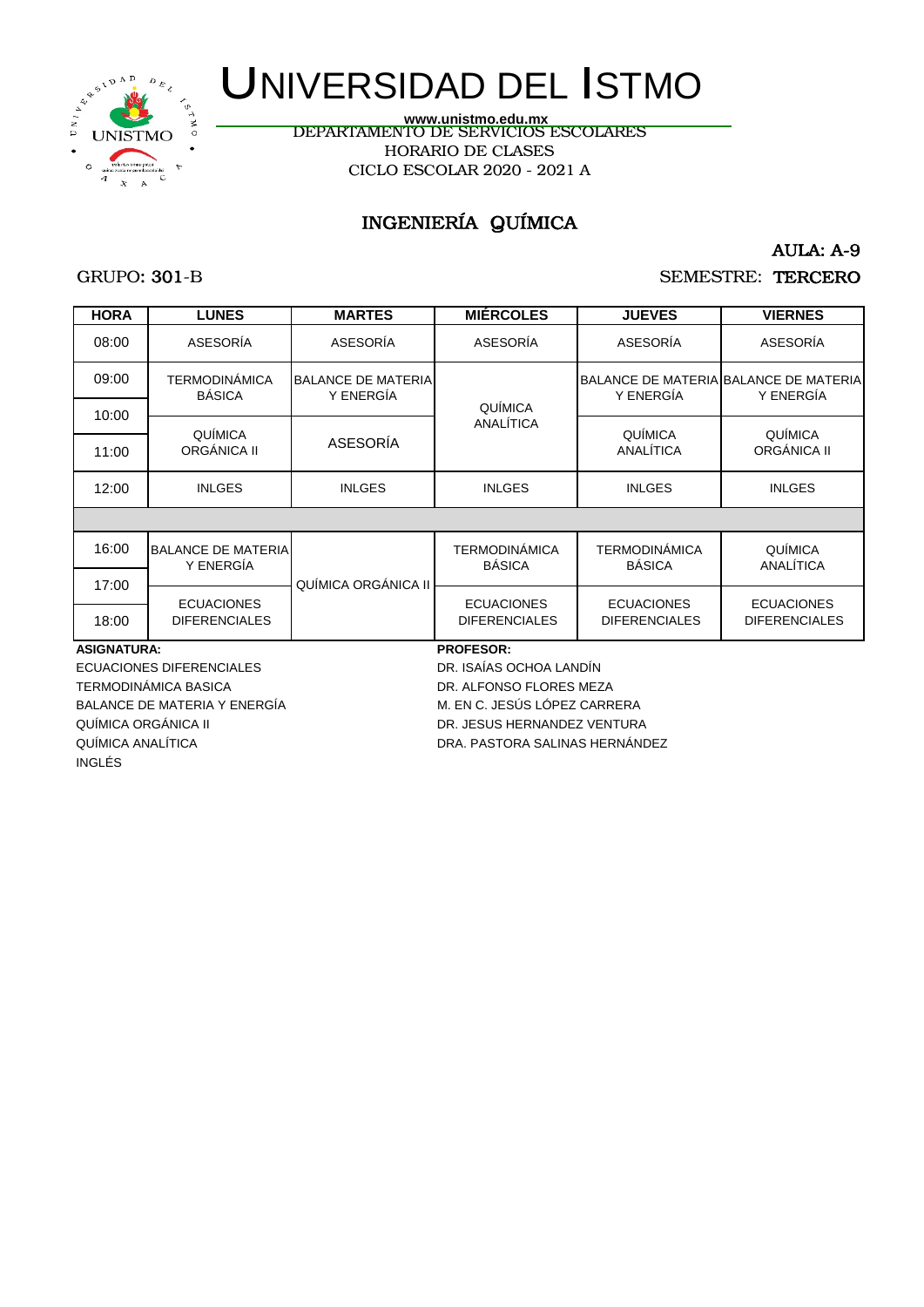# UNIVERSIDAD DEL ISTMO

www.unistmo.edu.mx

DEPARTAMENTO DE SERVICIOS ESCOLARES

HORARIO DE CLASES

CICLO ESCOLAR 2020 - 2021 A

## INGENIERÍA QUÍMICA

AULA: A-9

GRUPO: 301-B

SEMESTRE: TERCERO

| HORA | LUNES | MARTES | MIÉRCOLES | JUEVES | VIERNES |
|---|---|---|---|---|---|
| 08:00 | ASESORÍA | ASESORÍA | ASESORÍA | ASESORÍA | ASESORÍA |
| 09:00 | TERMODINÁMICA BÁSICA | BALANCE DE MATERIA Y ENERGÍA | QUÍMICA ANALÍTICA | BALANCE DE MATERIA Y ENERGÍA | BALANCE DE MATERIA Y ENERGÍA |
| 10:00 | QUÍMICA ORGÁNICA II | ASESORÍA | QUÍMICA ANALÍTICA | QUÍMICA ANALÍTICA | QUÍMICA ORGÁNICA II |
| 11:00 | QUÍMICA ORGÁNICA II | ASESORÍA | QUÍMICA ANALÍTICA | QUÍMICA ANALÍTICA | QUÍMICA ORGÁNICA II |
| 12:00 | INLGES | INLGES | INLGES | INLGES | INLGES |
| | | | | | |
| 16:00 | BALANCE DE MATERIA Y ENERGÍA | QUÍMICA ORGÁNICA II | TERMODINÁMICA BÁSICA | TERMODINÁMICA BÁSICA | QUÍMICA ANALÍTICA |
| 17:00 | ECUACIONES DIFERENCIALES | QUÍMICA ORGÁNICA II | ECUACIONES DIFERENCIALES | ECUACIONES DIFERENCIALES | ECUACIONES DIFERENCIALES |
| 18:00 | ECUACIONES DIFERENCIALES | QUÍMICA ORGÁNICA II | ECUACIONES DIFERENCIALES | ECUACIONES DIFERENCIALES | ECUACIONES DIFERENCIALES |

| ASIGNATURA: | PROFESOR: |
|---|---|
| ECUACIONES DIFERENCIALES | DR. ISAÍAS OCHOA LANDÍN |
| TERMODINÁMICA BASICA | DR. ALFONSO FLORES MEZA |
| BALANCE DE MATERIA Y ENERGÍA | M. EN C. JESÚS LÓPEZ CARRERA |
| QUÍMICA ORGÁNICA II | DR. JESUS HERNANDEZ VENTURA |
| QUÍMICA ANALÍTICA | DRA. PASTORA SALINAS HERNÁNDEZ |
| INGLÉS | |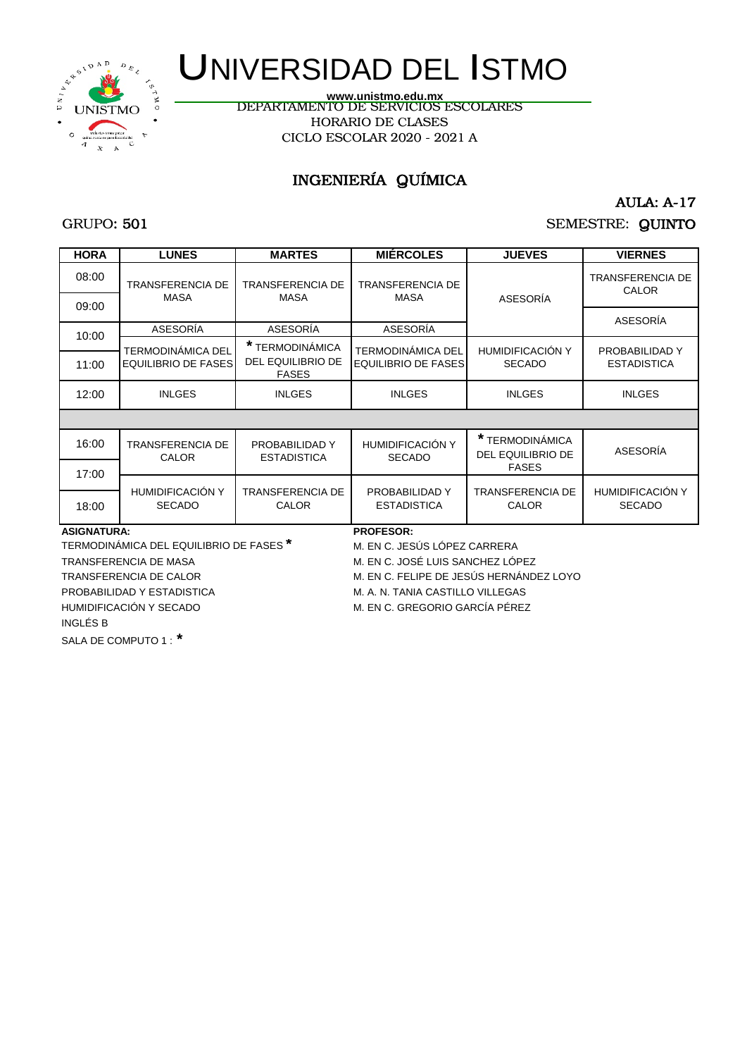# UNIVERSIDAD DEL ISTMO

www.unistmo.edu.mx

DEPARTAMENTO DE SERVICIOS ESCOLARES

HORARIO DE CLASES

CICLO ESCOLAR 2020 - 2021 A

## INGENIERÍA QUÍMICA

AULA: A-17

GRUPO: 501

SEMESTRE: QUINTO

| HORA | LUNES | MARTES | MIÉRCOLES | JUEVES | VIERNES |
|---|---|---|---|---|---|
| 08:00 | TRANSFERENCIA DE MASA | TRANSFERENCIA DE MASA | TRANSFERENCIA DE MASA | ASESORÍA | TRANSFERENCIA DE CALOR |
| 09:00 | TRANSFERENCIA DE MASA | TRANSFERENCIA DE MASA | TRANSFERENCIA DE MASA | ASESORÍA | ASESORÍA |
| 10:00 | ASESORÍA | ASESORÍA | ASESORÍA | ASESORÍA | ASESORÍA |
| 11:00 | TERMODINÁMICA DEL EQUILIBRIO DE FASES | * TERMODINÁMICA DEL EQUILIBRIO DE FASES | TERMODINÁMICA DEL EQUILIBRIO DE FASES | HUMIDIFICACIÓN Y SECADO | PROBABILIDAD Y ESTADISTICA |
| 12:00 | INLGES | INLGES | INLGES | INLGES | INLGES |
| | | | | | |
| 16:00 | TRANSFERENCIA DE CALOR | PROBABILIDAD Y ESTADISTICA | HUMIDIFICACIÓN Y SECADO | * TERMODINÁMICA DEL EQUILIBRIO DE FASES | ASESORÍA |
| 17:00 | TRANSFERENCIA DE CALOR | PROBABILIDAD Y ESTADISTICA | HUMIDIFICACIÓN Y SECADO | * TERMODINÁMICA DEL EQUILIBRIO DE FASES | ASESORÍA |
| 18:00 | HUMIDIFICACIÓN Y SECADO | TRANSFERENCIA DE CALOR | PROBABILIDAD Y ESTADISTICA | TRANSFERENCIA DE CALOR | HUMIDIFICACIÓN Y SECADO |

| ASIGNATURA: | PROFESOR: |
|---|---|
| TERMODINÁMICA DEL EQUILIBRIO DE FASES * | M. EN C. JESÚS LÓPEZ CARRERA |
| TRANSFERENCIA DE MASA | M. EN C. JOSÉ LUIS SANCHEZ LÓPEZ |
| TRANSFERENCIA DE CALOR | M. EN C. FELIPE DE JESÚS HERNÁNDEZ LOYO |
| PROBABILIDAD Y ESTADISTICA | M. A. N. TANIA CASTILLO VILLEGAS |
| HUMIDIFICACIÓN Y SECADO | M. EN C. GREGORIO GARCÍA PÉREZ |
| INGLÉS B | |

SALA DE COMPUTO 1 : *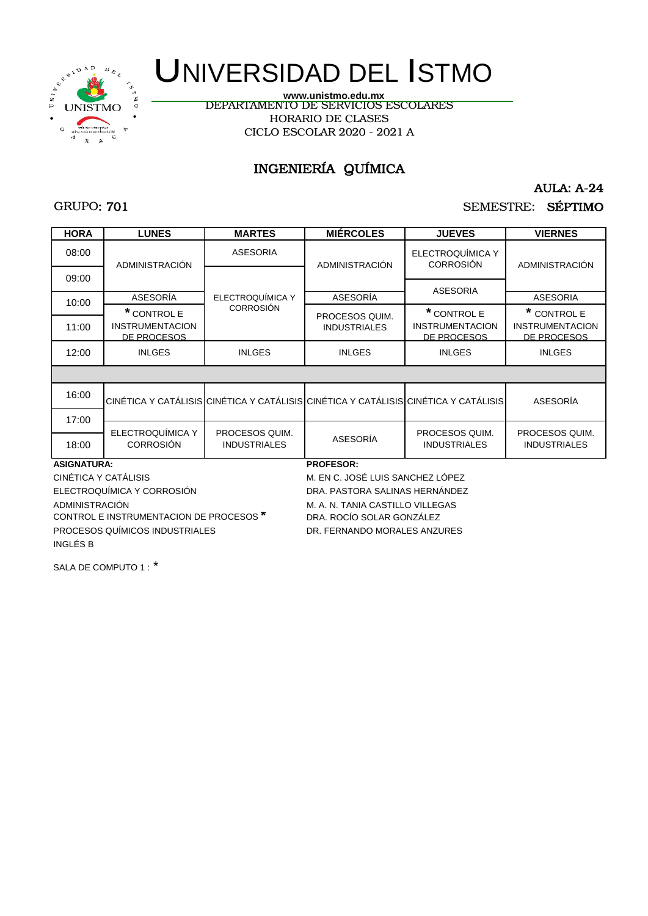# UNIVERSIDAD DEL ISTMO

www.unistmo.edu.mx

DEPARTAMENTO DE SERVICIOS ESCOLARES

HORARIO DE CLASES

CICLO ESCOLAR 2020 - 2021 A

## INGENIERÍA QUÍMICA

AULA: A-24

GRUPO: 701

SEMESTRE: SÉPTIMO

| HORA | LUNES | MARTES | MIÉRCOLES | JUEVES | VIERNES |
|---|---|---|---|---|---|
| 08:00 | ADMINISTRACIÓN | ASESORIA | ADMINISTRACIÓN | ELECTROQUÍMICA Y CORROSIÓN | ADMINISTRACIÓN |
| 09:00 | ADMINISTRACIÓN | ELECTROQUÍMICA Y CORROSIÓN | ADMINISTRACIÓN | ASESORIA | ADMINISTRACIÓN |
| 10:00 | ASESORÍA | ELECTROQUÍMICA Y CORROSIÓN | ASESORÍA | ASESORIA | ASESORIA |
| 11:00 | * CONTROL E INSTRUMENTACION DE PROCESOS | ELECTROQUÍMICA Y CORROSIÓN | PROCESOS QUIM. INDUSTRIALES | * CONTROL E INSTRUMENTACION DE PROCESOS | * CONTROL E INSTRUMENTACION DE PROCESOS |
| 12:00 | INLGES | INLGES | INLGES | INLGES | INLGES |
| | | | | | |
| 16:00 | CINÉTICA Y CATÁLISIS | CINÉTICA Y CATÁLISIS | CINÉTICA Y CATÁLISIS | CINÉTICA Y CATÁLISIS | ASESORÍA |
| 17:00 | ELECTROQUÍMICA Y CORROSIÓN | PROCESOS QUIM. INDUSTRIALES | ASESORÍA | PROCESOS QUIM. INDUSTRIALES | PROCESOS QUIM. INDUSTRIALES |
| 18:00 | ELECTROQUÍMICA Y CORROSIÓN | PROCESOS QUIM. INDUSTRIALES | ASESORÍA | PROCESOS QUIM. INDUSTRIALES | PROCESOS QUIM. INDUSTRIALES |

| ASIGNATURA: | PROFESOR: |
|---|---|
| CINÉTICA Y CATÁLISIS | M. EN C. JOSÉ LUIS SANCHEZ LÓPEZ |
| ELECTROQUÍMICA Y CORROSIÓN | DRA. PASTORA SALINAS HERNÁNDEZ |
| ADMINISTRACIÓN | M. A. N. TANIA CASTILLO VILLEGAS |
| CONTROL E INSTRUMENTACION DE PROCESOS * | DRA. ROCÍO SOLAR GONZÁLEZ |
| PROCESOS QUÍMICOS INDUSTRIALES | DR. FERNANDO MORALES ANZURES |
| INGLÉS B | |

SALA DE COMPUTO 1 : *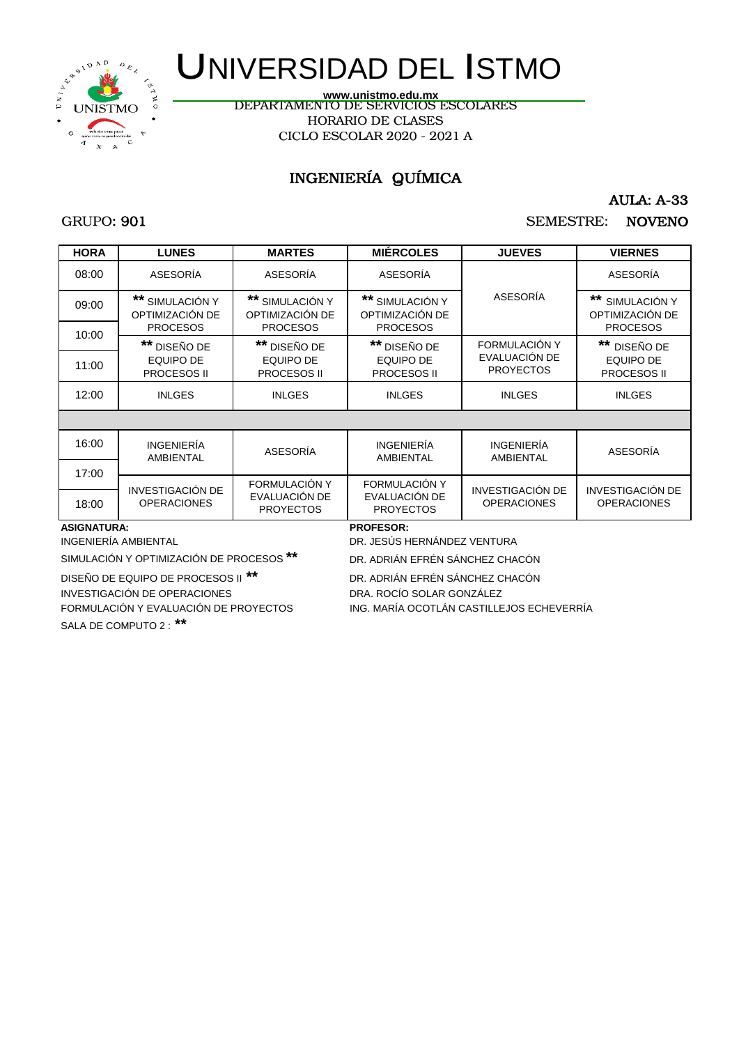# UNIVERSIDAD DEL ISTMO

www.unistmo.edu.mx

DEPARTAMENTO DE SERVICIOS ESCOLARES

HORARIO DE CLASES

CICLO ESCOLAR 2020 - 2021 A

## INGENIERÍA QUÍMICA

AULA: A-33

GRUPO: 901

SEMESTRE: NOVENO

| HORA | LUNES | MARTES | MIÉRCOLES | JUEVES | VIERNES |
|---|---|---|---|---|---|
| 08:00 | ASESORÍA | ASESORÍA | ASESORÍA | ASESORÍA | ASESORÍA |
| 09:00 | ** SIMULACIÓN Y OPTIMIZACIÓN DE PROCESOS | ** SIMULACIÓN Y OPTIMIZACIÓN DE PROCESOS | ** SIMULACIÓN Y OPTIMIZACIÓN DE PROCESOS | ASESORÍA | ** SIMULACIÓN Y OPTIMIZACIÓN DE PROCESOS |
| 10:00 | ** DISEÑO DE EQUIPO DE PROCESOS II | ** DISEÑO DE EQUIPO DE PROCESOS II | ** DISEÑO DE EQUIPO DE PROCESOS II | FORMULACIÓN Y EVALUACIÓN DE PROYECTOS | ** DISEÑO DE EQUIPO DE PROCESOS II |
| 11:00 | ** DISEÑO DE EQUIPO DE PROCESOS II | ** DISEÑO DE EQUIPO DE PROCESOS II | ** DISEÑO DE EQUIPO DE PROCESOS II | FORMULACIÓN Y EVALUACIÓN DE PROYECTOS | ** DISEÑO DE EQUIPO DE PROCESOS II |
| 12:00 | INLGES | INLGES | INLGES | INLGES | INLGES |
| | | | | | |
| 16:00 | INGENIERÍA AMBIENTAL | ASESORÍA | INGENIERÍA AMBIENTAL | INGENIERÍA AMBIENTAL | ASESORÍA |
| 17:00 | INVESTIGACIÓN DE OPERACIONES | FORMULACIÓN Y EVALUACIÓN DE PROYECTOS | FORMULACIÓN Y EVALUACIÓN DE PROYECTOS | INVESTIGACIÓN DE OPERACIONES | INVESTIGACIÓN DE OPERACIONES |
| 18:00 | INVESTIGACIÓN DE OPERACIONES | FORMULACIÓN Y EVALUACIÓN DE PROYECTOS | FORMULACIÓN Y EVALUACIÓN DE PROYECTOS | INVESTIGACIÓN DE OPERACIONES | INVESTIGACIÓN DE OPERACIONES |

| ASIGNATURA: | PROFESOR: |
|---|---|
| INGENIERÍA AMBIENTAL | DR. JESÚS HERNÁNDEZ VENTURA |
| SIMULACIÓN Y OPTIMIZACIÓN DE PROCESOS ** | DR. ADRIÁN EFRÉN SÁNCHEZ CHACÓN |
| DISEÑO DE EQUIPO DE PROCESOS II ** | DR. ADRIÁN EFRÉN SÁNCHEZ CHACÓN |
| INVESTIGACIÓN DE OPERACIONES | DRA. ROCÍO SOLAR GONZÁLEZ |
| FORMULACIÓN Y EVALUACIÓN DE PROYECTOS | ING. MARÍA OCOTLÁN CASTILLEJOS ECHEVERRÍA |

SALA DE COMPUTO 2 : **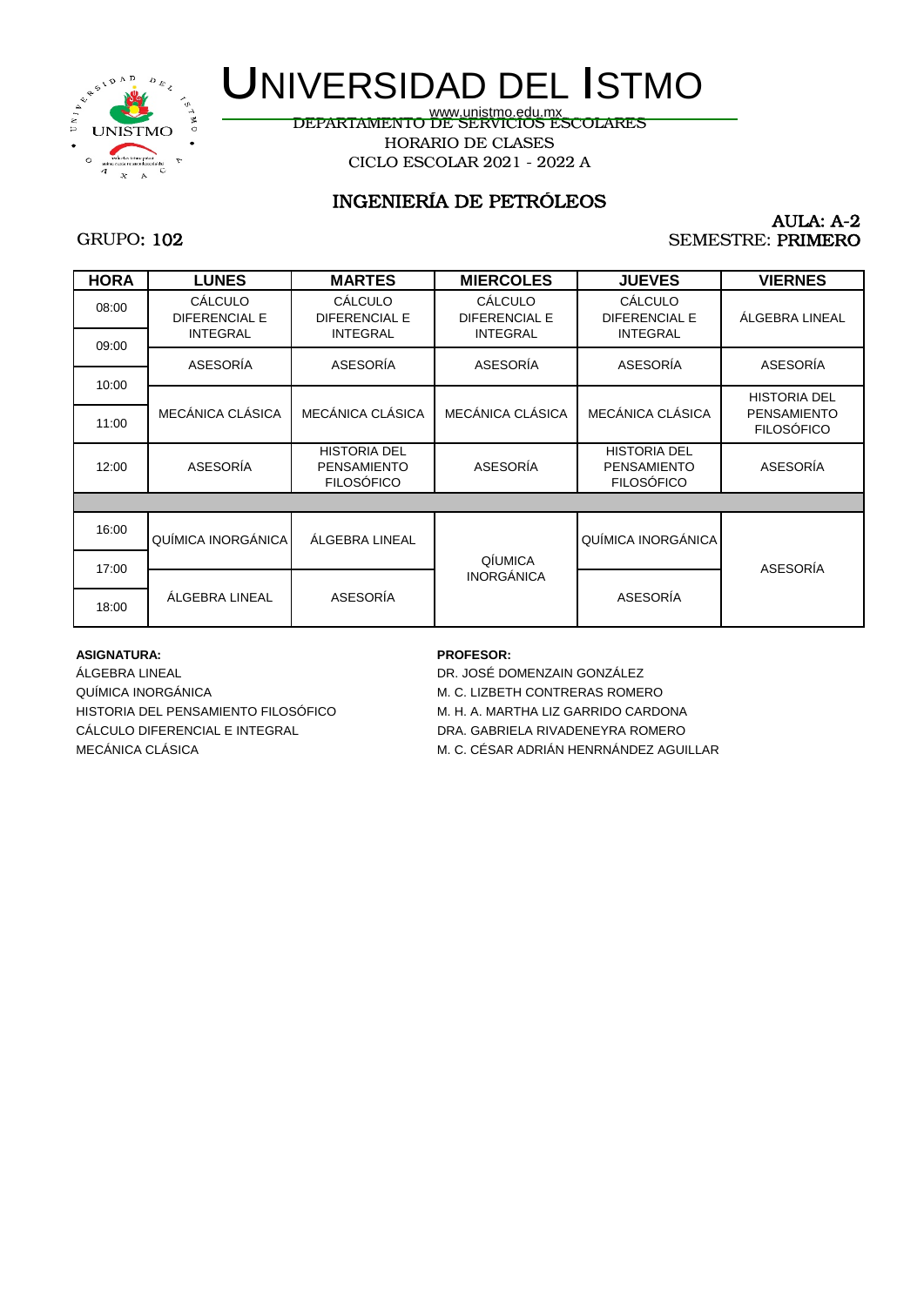# UNIVERSIDAD DEL ISTMO

www.unistmo.edu.mx

DEPARTAMENTO DE SERVICIOS ESCOLARES

HORARIO DE CLASES

CICLO ESCOLAR 2021 - 2022 A

## INGENIERÍA DE PETRÓLEOS

GRUPO: 102

AULA: A-2

SEMESTRE: PRIMERO

| HORA | LUNES | MARTES | MIERCOLES | JUEVES | VIERNES |
|---|---|---|---|---|---|
| 08:00 | CÁLCULO DIFERENCIAL E INTEGRAL | CÁLCULO DIFERENCIAL E INTEGRAL | CÁLCULO DIFERENCIAL E INTEGRAL | CÁLCULO DIFERENCIAL E INTEGRAL | ÁLGEBRA LINEAL |
| 09:00 | ASESORÍA | ASESORÍA | ASESORÍA | ASESORÍA | ASESORÍA |
| 10:00 | MECÁNICA CLÁSICA | MECÁNICA CLÁSICA | MECÁNICA CLÁSICA | MECÁNICA CLÁSICA | HISTORIA DEL PENSAMIENTO FILOSÓFICO |
| 11:00 | MECÁNICA CLÁSICA | MECÁNICA CLÁSICA | MECÁNICA CLÁSICA | MECÁNICA CLÁSICA | HISTORIA DEL PENSAMIENTO FILOSÓFICO |
| 12:00 | ASESORÍA | HISTORIA DEL PENSAMIENTO FILOSÓFICO | ASESORÍA | HISTORIA DEL PENSAMIENTO FILOSÓFICO | ASESORÍA |
| | | | | | |
| 16:00 | QUÍMICA INORGÁNICA | ÁLGEBRA LINEAL | QÍUMICA INORGÁNICA | QUÍMICA INORGÁNICA | ASESORÍA |
| 17:00 | ÁLGEBRA LINEAL | ASESORÍA | QÍUMICA INORGÁNICA | ASESORÍA | ASESORÍA |
| 18:00 | ÁLGEBRA LINEAL | ASESORÍA | QÍUMICA INORGÁNICA | ASESORÍA | ASESORÍA |

| ASIGNATURA: | PROFESOR: |
|---|---|
| ÁLGEBRA LINEAL | DR. JOSÉ DOMENZAIN GONZÁLEZ |
| QUÍMICA INORGÁNICA | M. C. LIZBETH CONTRERAS ROMERO |
| HISTORIA DEL PENSAMIENTO FILOSÓFICO | M. H. A. MARTHA LIZ GARRIDO CARDONA |
| CÁLCULO DIFERENCIAL E INTEGRAL | DRA. GABRIELA RIVADENEYRA ROMERO |
| MECÁNICA CLÁSICA | M. C. CÉSAR ADRIÁN HENRNÁNDEZ AGUILLAR |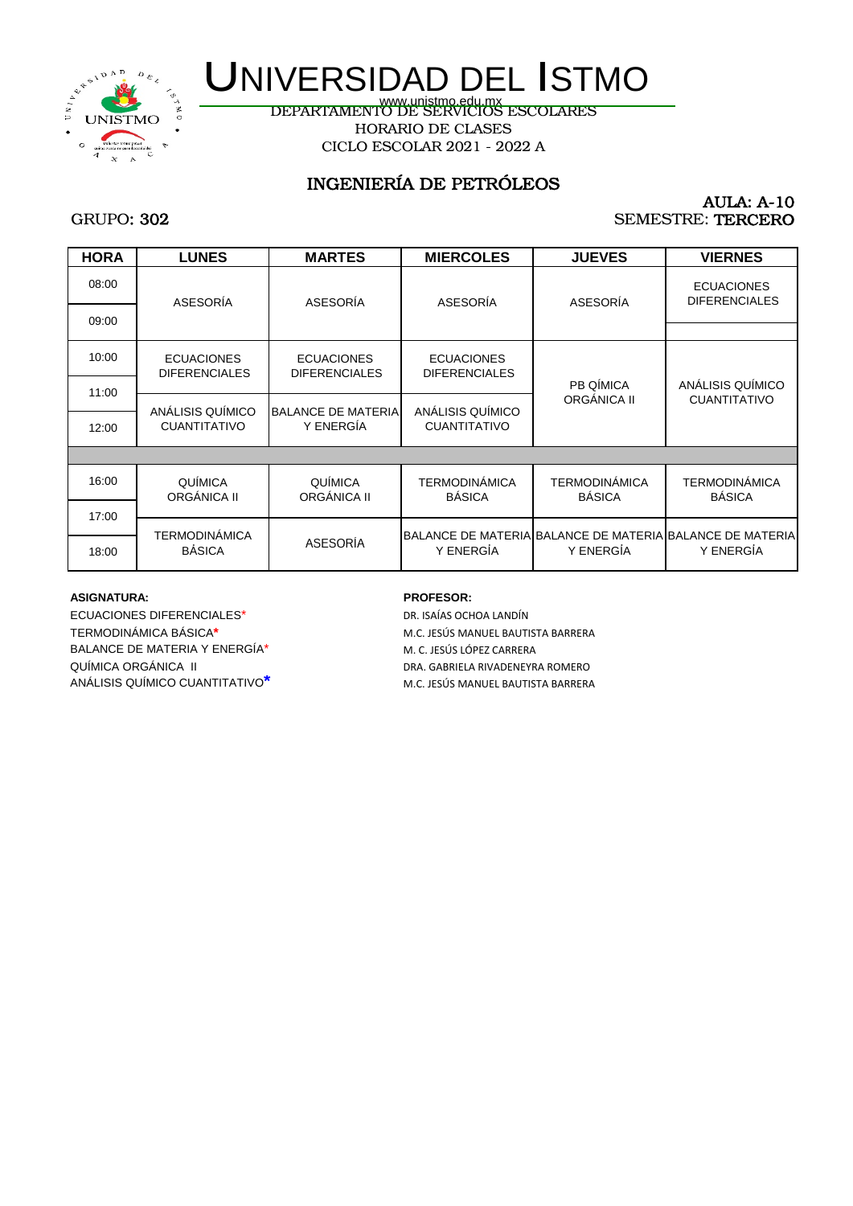# UNIVERSIDAD DEL ISTMO

www.unistmo.edu.mx

DEPARTAMENTO DE SERVICIOS ESCOLARES

HORARIO DE CLASES

CICLO ESCOLAR 2021 - 2022 A

## INGENIERÍA DE PETRÓLEOS

AULA: A-10

GRUPO: 302

SEMESTRE: TERCERO

| HORA | LUNES | MARTES | MIERCOLES | JUEVES | VIERNES |
|---|---|---|---|---|---|
| 08:00 | ASESORÍA | ASESORÍA | ASESORÍA | ASESORÍA | ECUACIONES DIFERENCIALES |
| 09:00 | | | | | |
| 10:00 | ECUACIONES DIFERENCIALES | ECUACIONES DIFERENCIALES | ECUACIONES DIFERENCIALES | PB QÍMICA ORGÁNICA II | ANÁLISIS QUÍMICO CUANTITATIVO |
| 11:00 | ANÁLISIS QUÍMICO CUANTITATIVO | BALANCE DE MATERIA Y ENERGÍA | ANÁLISIS QUÍMICO CUANTITATIVO | | |
| 12:00 | | | | | |
| | | | | | |
| 16:00 | QUÍMICA ORGÁNICA II | QUÍMICA ORGÁNICA II | TERMODINÁMICA BÁSICA | TERMODINÁMICA BÁSICA | TERMODINÁMICA BÁSICA |
| 17:00 | TERMODINÁMICA BÁSICA | ASESORÍA | BALANCE DE MATERIA Y ENERGÍA | BALANCE DE MATERIA Y ENERGÍA | BALANCE DE MATERIA Y ENERGÍA |
| 18:00 | | | | | |

| ASIGNATURA: | PROFESOR: |
|---|---|
| ECUACIONES DIFERENCIALES* | DR. ISAÍAS OCHOA LANDÍN |
| TERMODINÁMICA BÁSICA* | M.C. JESÚS MANUEL BAUTISTA BARRERA |
| BALANCE DE MATERIA Y ENERGÍA* | M. C. JESÚS LÓPEZ CARRERA |
| QUÍMICA ORGÁNICA II | DRA. GABRIELA RIVADENEYRA ROMERO |
| ANÁLISIS QUÍMICO CUANTITATIVO* | M.C. JESÚS MANUEL BAUTISTA BARRERA |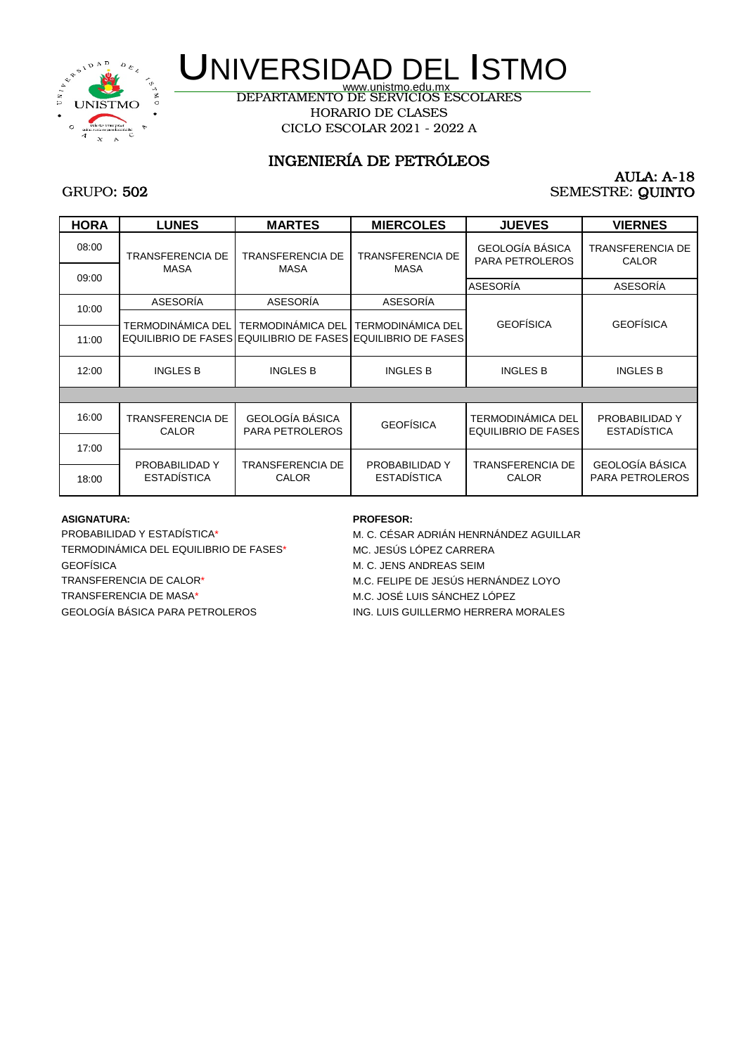# UNIVERSIDAD DEL ISTMO

www.unistmo.edu.mx

DEPARTAMENTO DE SERVICIOS ESCOLARES

HORARIO DE CLASES

CICLO ESCOLAR 2021 - 2022 A

## INGENIERÍA DE PETRÓLEOS

AULA: A-18

GRUPO: 502

SEMESTRE: QUINTO

| HORA | LUNES | MARTES | MIERCOLES | JUEVES | VIERNES |
|---|---|---|---|---|---|
| 08:00 | TRANSFERENCIA DE MASA | TRANSFERENCIA DE MASA | TRANSFERENCIA DE MASA | GEOLOGÍA BÁSICA PARA PETROLEROS | TRANSFERENCIA DE CALOR |
| 09:00 | | | | ASESORÍA | ASESORÍA |
| 10:00 | ASESORÍA | ASESORÍA | ASESORÍA | GEOFÍSICA | GEOFÍSICA |
| 11:00 | TERMODINÁMICA DEL EQUILIBRIO DE FASES | TERMODINÁMICA DEL EQUILIBRIO DE FASES | TERMODINÁMICA DEL EQUILIBRIO DE FASES | | |
| 12:00 | INGLES B | INGLES B | INGLES B | INGLES B | INGLES B |
| | | | | | |
| 16:00 | TRANSFERENCIA DE CALOR | GEOLOGÍA BÁSICA PARA PETROLEROS | GEOFÍSICA | TERMODINÁMICA DEL EQUILIBRIO DE FASES | PROBABILIDAD Y ESTADÍSTICA |
| 17:00 | | | | | |
| 18:00 | PROBABILIDAD Y ESTADÍSTICA | TRANSFERENCIA DE CALOR | PROBABILIDAD Y ESTADÍSTICA | TRANSFERENCIA DE CALOR | GEOLOGÍA BÁSICA PARA PETROLEROS |

| ASIGNATURA: | PROFESOR: |
|---|---|
| PROBABILIDAD Y ESTADÍSTICA* | M. C. CÉSAR ADRIÁN HENRNÁNDEZ AGUILLAR |
| TERMODINÁMICA DEL EQUILIBRIO DE FASES* | MC. JESÚS LÓPEZ CARRERA |
| GEOFÍSICA | M. C. JENS ANDREAS SEIM |
| TRANSFERENCIA DE CALOR* | M.C. FELIPE DE JESÚS HERNÁNDEZ LOYO |
| TRANSFERENCIA DE MASA* | M.C. JOSÉ LUIS SÁNCHEZ LÓPEZ |
| GEOLOGÍA BÁSICA PARA PETROLEROS | ING. LUIS GUILLERMO HERRERA MORALES |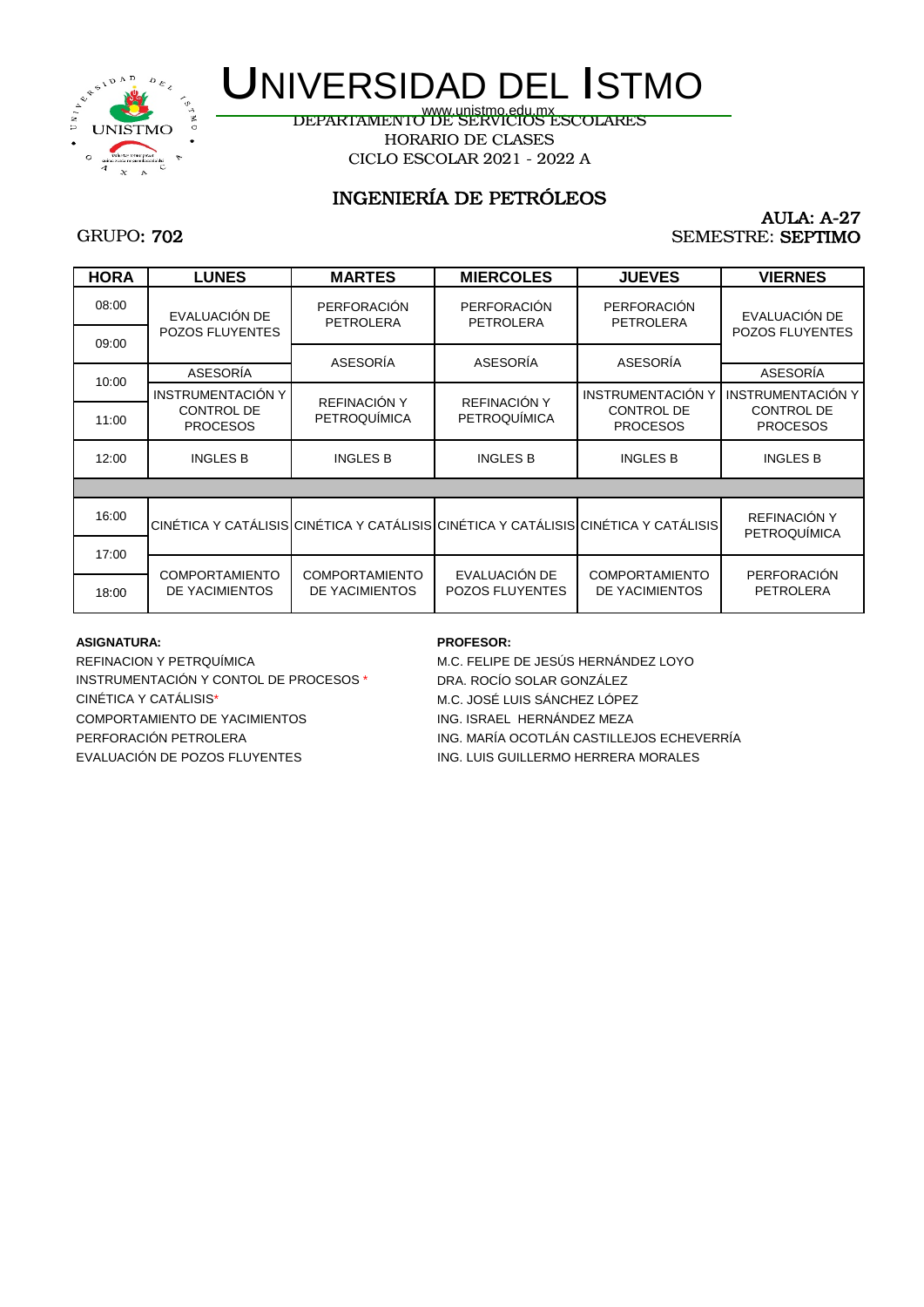# UNIVERSIDAD DEL ISTMO

www.unistmo.edu.mx

DEPARTAMENTO DE SERVICIOS ESCOLARES

HORARIO DE CLASES

CICLO ESCOLAR 2021 - 2022 A

## INGENIERÍA DE PETRÓLEOS

AULA: A-27

GRUPO: **702**

SEMESTRE: **SEPTIMO**

| HORA | LUNES | MARTES | MIERCOLES | JUEVES | VIERNES |
|---|---|---|---|---|---|
| 08:00 | EVALUACIÓN DE POZOS FLUYENTES | PERFORACIÓN PETROLERA | PERFORACIÓN PETROLERA | PERFORACIÓN PETROLERA | EVALUACIÓN DE POZOS FLUYENTES |
| 09:00 | | ASESORÍA | ASESORÍA | ASESORÍA | |
| 10:00 | ASESORÍA | | | | ASESORÍA |
| 10:30 | INSTRUMENTACIÓN Y CONTROL DE PROCESOS | REFINACIÓN Y PETROQUÍMICA | REFINACIÓN Y PETROQUÍMICA | INSTRUMENTACIÓN Y CONTROL DE PROCESOS | INSTRUMENTACIÓN Y CONTROL DE PROCESOS |
| 11:00 | | | | | |
| 12:00 | INGLES B | INGLES B | INGLES B | INGLES B | INGLES B |
| | | | | | |
| 16:00 | CINÉTICA Y CATÁLISIS | CINÉTICA Y CATÁLISIS | CINÉTICA Y CATÁLISIS | CINÉTICA Y CATÁLISIS | REFINACIÓN Y PETROQUÍMICA |
| 17:00 | COMPORTAMIENTO DE YACIMIENTOS | COMPORTAMIENTO DE YACIMIENTOS | EVALUACIÓN DE POZOS FLUYENTES | COMPORTAMIENTO DE YACIMIENTOS | PERFORACIÓN PETROLERA |
| 18:00 | | | | | |

| ASIGNATURA: | PROFESOR: |
|---|---|
| REFINACION Y PETRQUÍMICA | M.C. FELIPE DE JESÚS HERNÁNDEZ LOYO |
| INSTRUMENTACIÓN Y CONTOL DE PROCESOS * | DRA. ROCÍO SOLAR GONZÁLEZ |
| CINÉTICA Y CATÁLISIS* | M.C. JOSÉ LUIS SÁNCHEZ LÓPEZ |
| COMPORTAMIENTO DE YACIMIENTOS | ING. ISRAEL HERNÁNDEZ MEZA |
| PERFORACIÓN PETROLERA | ING. MARÍA OCOTLÁN CASTILLEJOS ECHEVERRÍA |
| EVALUACIÓN DE POZOS FLUYENTES | ING. LUIS GUILLERMO HERRERA MORALES |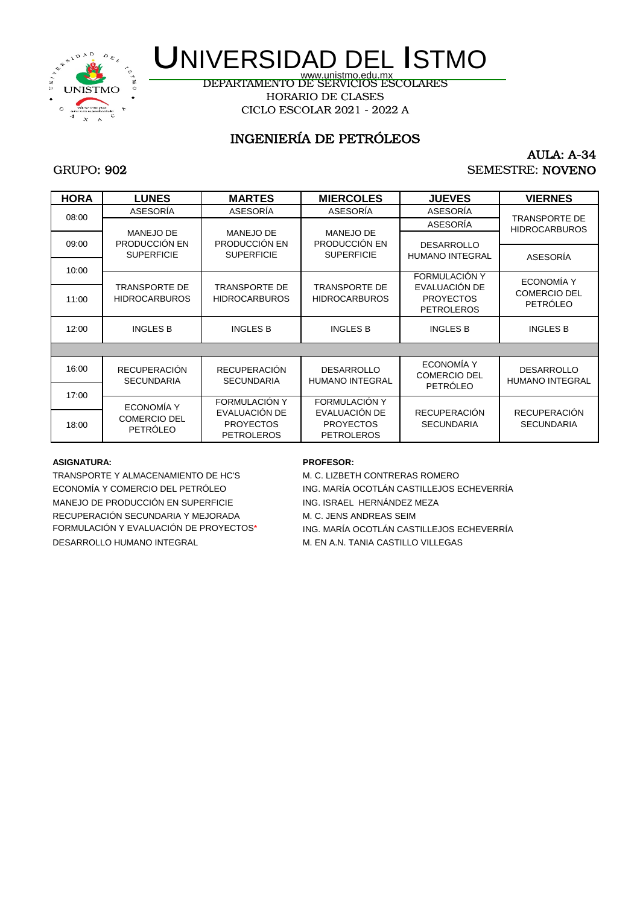# UNIVERSIDAD DEL ISTMO

www.unistmo.edu.mx

DEPARTAMENTO DE SERVICIOS ESCOLARES

HORARIO DE CLASES

CICLO ESCOLAR 2021 - 2022 A

## INGENIERÍA DE PETRÓLEOS

GRUPO: **902**

AULA: **A-34**

SEMESTRE: **NOVENO**

| HORA | LUNES | MARTES | MIERCOLES | JUEVES | VIERNES |
|---|---|---|---|---|---|
| 08:00 | ASESORÍA | ASESORÍA | ASESORÍA | ASESORÍA | TRANSPORTE DE HIDROCARBUROS |
| | MANEJO DE PRODUCCIÓN EN SUPERFICIE | MANEJO DE PRODUCCIÓN EN SUPERFICIE | MANEJO DE PRODUCCIÓN EN SUPERFICIE | ASESORÍA | TRANSPORTE DE HIDROCARBUROS |
| 09:00 | MANEJO DE PRODUCCIÓN EN SUPERFICIE | MANEJO DE PRODUCCIÓN EN SUPERFICIE | MANEJO DE PRODUCCIÓN EN SUPERFICIE | DESARROLLO HUMANO INTEGRAL | ASESORÍA |
| 10:00 | TRANSPORTE DE HIDROCARBUROS | TRANSPORTE DE HIDROCARBUROS | TRANSPORTE DE HIDROCARBUROS | FORMULACIÓN Y EVALUACIÓN DE PROYECTOS PETROLEROS | ECONOMÍA Y COMERCIO DEL PETRÓLEO |
| 11:00 | TRANSPORTE DE HIDROCARBUROS | TRANSPORTE DE HIDROCARBUROS | TRANSPORTE DE HIDROCARBUROS | FORMULACIÓN Y EVALUACIÓN DE PROYECTOS PETROLEROS | ECONOMÍA Y COMERCIO DEL PETRÓLEO |
| 12:00 | INGLES B | INGLES B | INGLES B | INGLES B | INGLES B |
| | | | | | |
| 16:00 | RECUPERACIÓN SECUNDARIA | RECUPERACIÓN SECUNDARIA | DESARROLLO HUMANO INTEGRAL | ECONOMÍA Y COMERCIO DEL PETRÓLEO | DESARROLLO HUMANO INTEGRAL |
| 17:00 | ECONOMÍA Y COMERCIO DEL PETRÓLEO | FORMULACIÓN Y EVALUACIÓN DE PROYECTOS PETROLEROS | FORMULACIÓN Y EVALUACIÓN DE PROYECTOS PETROLEROS | RECUPERACIÓN SECUNDARIA | RECUPERACIÓN SECUNDARIA |
| 18:00 | ECONOMÍA Y COMERCIO DEL PETRÓLEO | FORMULACIÓN Y EVALUACIÓN DE PROYECTOS PETROLEROS | FORMULACIÓN Y EVALUACIÓN DE PROYECTOS PETROLEROS | RECUPERACIÓN SECUNDARIA | RECUPERACIÓN SECUNDARIA |

| ASIGNATURA: | PROFESOR: |
|---|---|
| TRANSPORTE Y ALMACENAMIENTO DE HC'S | M. C. LIZBETH CONTRERAS ROMERO |
| ECONOMÍA Y COMERCIO DEL PETRÓLEO | ING. MARÍA OCOTLÁN CASTILLEJOS ECHEVERRÍA |
| MANEJO DE PRODUCCIÓN EN SUPERFICIE | ING. ISRAEL HERNÁNDEZ MEZA |
| RECUPERACIÓN SECUNDARIA Y MEJORADA | M. C. JENS ANDREAS SEIM |
| FORMULACIÓN Y EVALUACIÓN DE PROYECTOS* | ING. MARÍA OCOTLÁN CASTILLEJOS ECHEVERRÍA |
| DESARROLLO HUMANO INTEGRAL | M. EN A.N. TANIA CASTILLO VILLEGAS |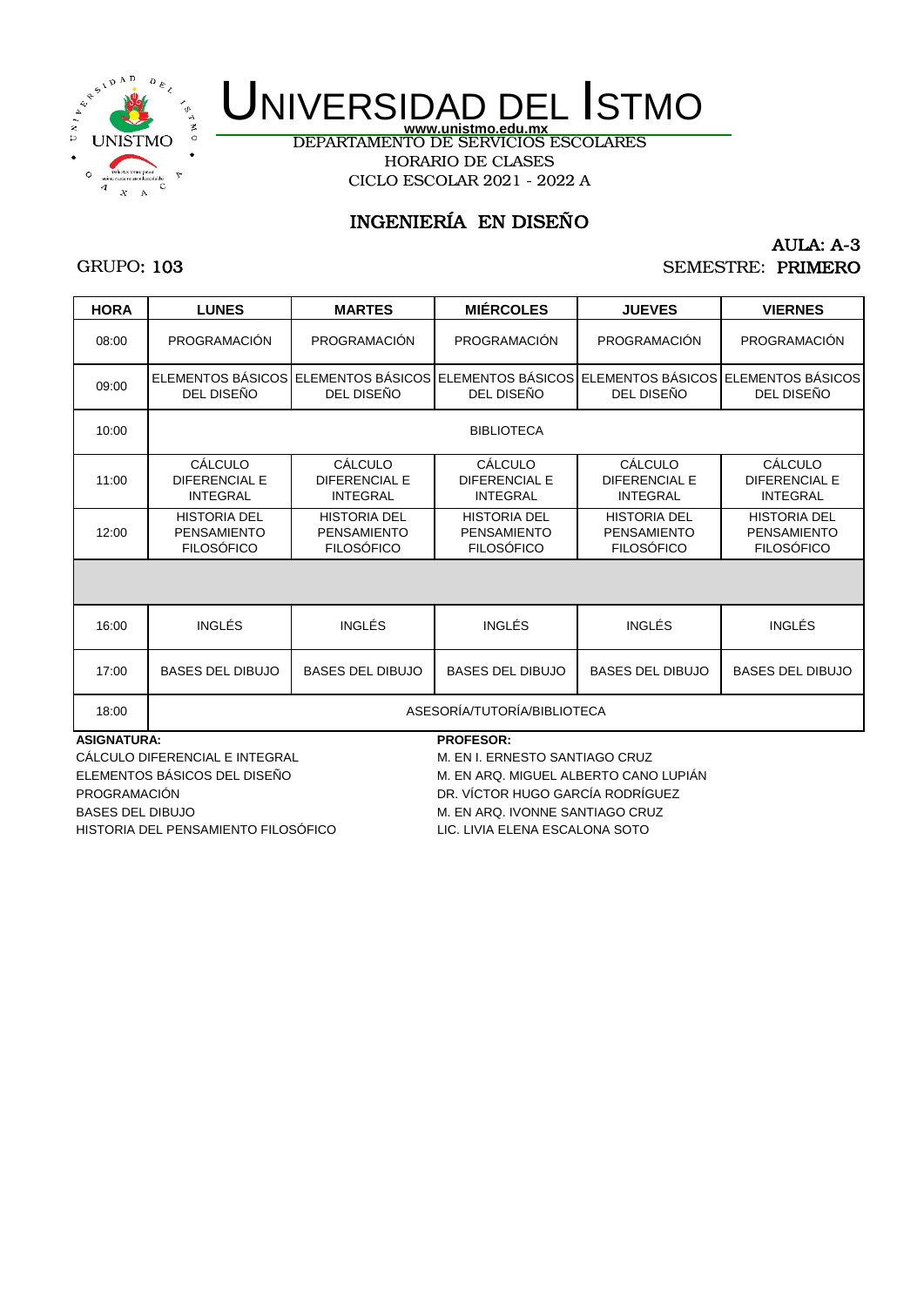# UNIVERSIDAD DEL ISTMO

www.unistmo.edu.mx

DEPARTAMENTO DE SERVICIOS ESCOLARES

HORARIO DE CLASES

CICLO ESCOLAR 2021 - 2022 A

## INGENIERÍA EN DISEÑO

AULA: A-3

GRUPO: 103

SEMESTRE: PRIMERO

| HORA | LUNES | MARTES | MIÉRCOLES | JUEVES | VIERNES |
|---|---|---|---|---|---|
| 08:00 | PROGRAMACIÓN | PROGRAMACIÓN | PROGRAMACIÓN | PROGRAMACIÓN | PROGRAMACIÓN |
| 09:00 | ELEMENTOS BÁSICOS DEL DISEÑO | ELEMENTOS BÁSICOS DEL DISEÑO | ELEMENTOS BÁSICOS DEL DISEÑO | ELEMENTOS BÁSICOS DEL DISEÑO | ELEMENTOS BÁSICOS DEL DISEÑO |
| 10:00 | BIBLIOTECA | | | | |
| 11:00 | CÁLCULO DIFERENCIAL E INTEGRAL | CÁLCULO DIFERENCIAL E INTEGRAL | CÁLCULO DIFERENCIAL E INTEGRAL | CÁLCULO DIFERENCIAL E INTEGRAL | CÁLCULO DIFERENCIAL E INTEGRAL |
| 12:00 | HISTORIA DEL PENSAMIENTO FILOSÓFICO | HISTORIA DEL PENSAMIENTO FILOSÓFICO | HISTORIA DEL PENSAMIENTO FILOSÓFICO | HISTORIA DEL PENSAMIENTO FILOSÓFICO | HISTORIA DEL PENSAMIENTO FILOSÓFICO |
| | | | | | |
| 16:00 | INGLÉS | INGLÉS | INGLÉS | INGLÉS | INGLÉS |
| 17:00 | BASES DEL DIBUJO | BASES DEL DIBUJO | BASES DEL DIBUJO | BASES DEL DIBUJO | BASES DEL DIBUJO |
| 18:00 | ASESORÍA/TUTORÍA/BIBLIOTECA | | | | |

| ASIGNATURA: | PROFESOR: |
|---|---|
| CÁLCULO DIFERENCIAL E INTEGRAL | M. EN I. ERNESTO SANTIAGO CRUZ |
| ELEMENTOS BÁSICOS DEL DISEÑO | M. EN ARQ. MIGUEL ALBERTO CANO LUPIÁN |
| PROGRAMACIÓN | DR. VÍCTOR HUGO GARCÍA RODRÍGUEZ |
| BASES DEL DIBUJO | M. EN ARQ. IVONNE SANTIAGO CRUZ |
| HISTORIA DEL PENSAMIENTO FILOSÓFICO | LIC. LIVIA ELENA ESCALONA SOTO |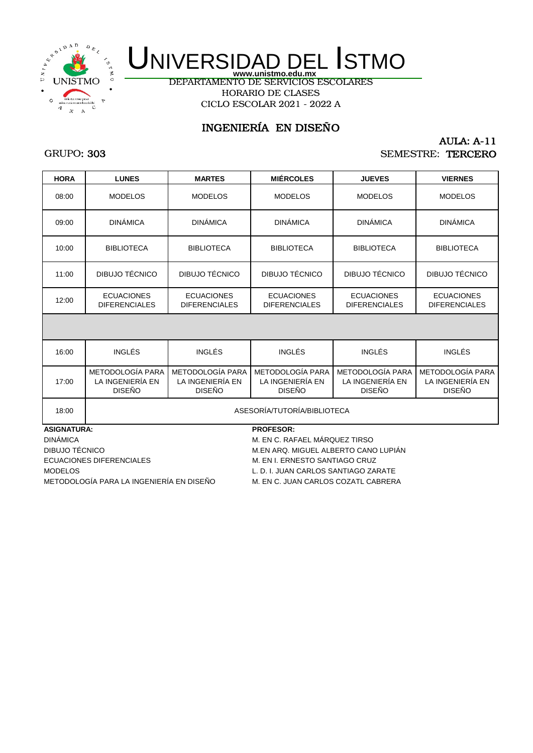# UNIVERSIDAD DEL ISTMO

**www.unistmo.edu.mx**

DEPARTAMENTO DE SERVICIOS ESCOLARES

HORARIO DE CLASES

CICLO ESCOLAR 2021 - 2022 A

## INGENIERÍA EN DISEÑO

AULA: A-11

GRUPO: 303

SEMESTRE: TERCERO

| HORA | LUNES | MARTES | MIÉRCOLES | JUEVES | VIERNES |
|---|---|---|---|---|---|
| 08:00 | MODELOS | MODELOS | MODELOS | MODELOS | MODELOS |
| 09:00 | DINÁMICA | DINÁMICA | DINÁMICA | DINÁMICA | DINÁMICA |
| 10:00 | BIBLIOTECA | BIBLIOTECA | BIBLIOTECA | BIBLIOTECA | BIBLIOTECA |
| 11:00 | DIBUJO TÉCNICO | DIBUJO TÉCNICO | DIBUJO TÉCNICO | DIBUJO TÉCNICO | DIBUJO TÉCNICO |
| 12:00 | ECUACIONES DIFERENCIALES | ECUACIONES DIFERENCIALES | ECUACIONES DIFERENCIALES | ECUACIONES DIFERENCIALES | ECUACIONES DIFERENCIALES |
| | | | | | |
| 16:00 | INGLÉS | INGLÉS | INGLÉS | INGLÉS | INGLÉS |
| 17:00 | METODOLOGÍA PARA LA INGENIERÍA EN DISEÑO | METODOLOGÍA PARA LA INGENIERÍA EN DISEÑO | METODOLOGÍA PARA LA INGENIERÍA EN DISEÑO | METODOLOGÍA PARA LA INGENIERÍA EN DISEÑO | METODOLOGÍA PARA LA INGENIERÍA EN DISEÑO |
| 18:00 | ASESORÍA/TUTORÍA/BIBLIOTECA | | | | |

| ASIGNATURA: | PROFESOR: |
|---|---|
| DINÁMICA | M. EN C. RAFAEL MÁRQUEZ TIRSO |
| DIBUJO TÉCNICO | M.EN ARQ. MIGUEL ALBERTO CANO LUPIÁN |
| ECUACIONES DIFERENCIALES | M. EN I. ERNESTO SANTIAGO CRUZ |
| MODELOS | L. D. I. JUAN CARLOS SANTIAGO ZARATE |
| METODOLOGÍA PARA LA INGENIERÍA EN DISEÑO | M. EN C. JUAN CARLOS COZATL CABRERA |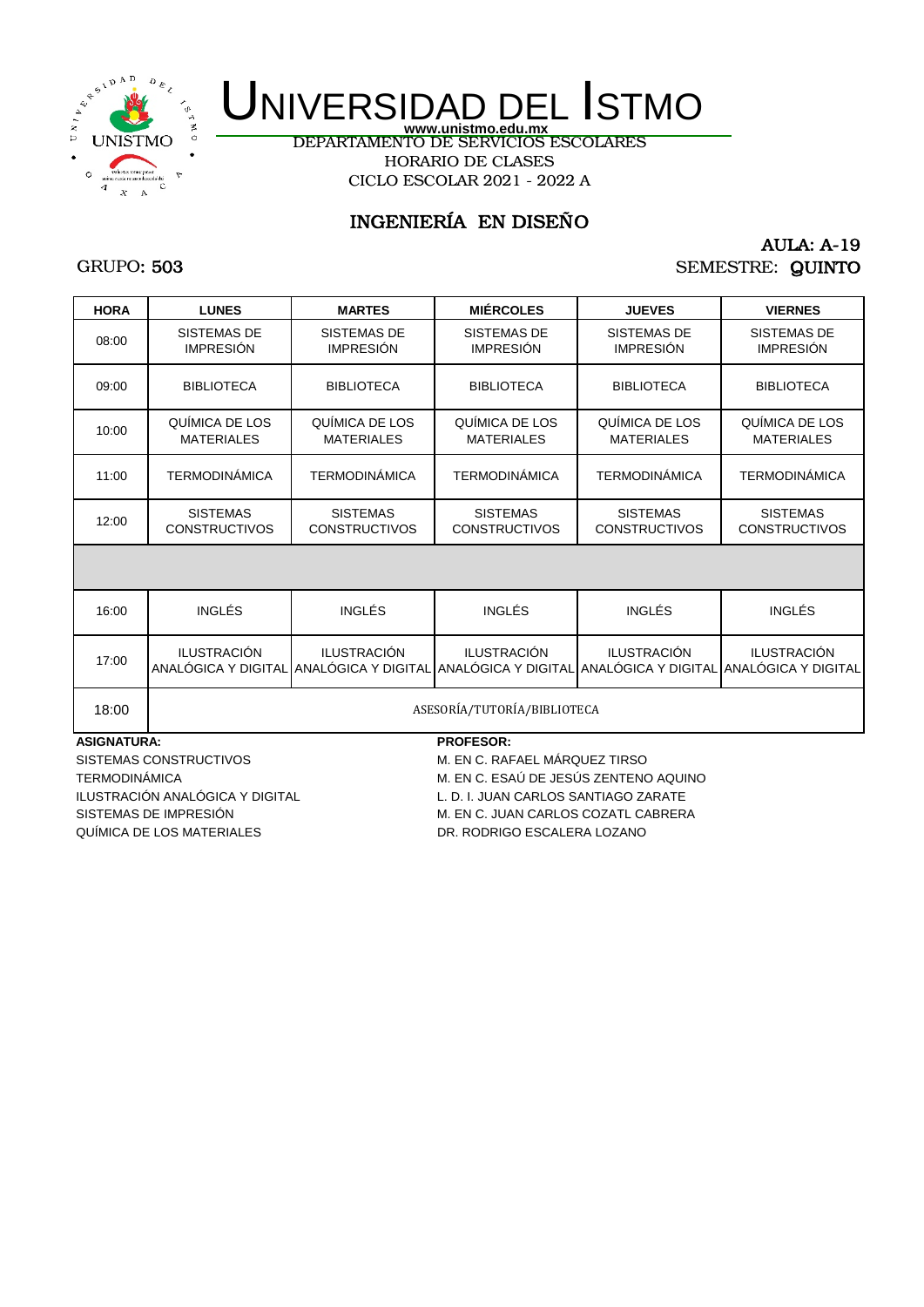# UNIVERSIDAD DEL ISTMO

www.unistmo.edu.mx

DEPARTAMENTO DE SERVICIOS ESCOLARES

HORARIO DE CLASES

CICLO ESCOLAR 2021 - 2022 A

## INGENIERÍA EN DISEÑO

AULA: A-19

GRUPO: 503

SEMESTRE: QUINTO

| HORA | LUNES | MARTES | MIÉRCOLES | JUEVES | VIERNES |
|---|---|---|---|---|---|
| 08:00 | SISTEMAS DE IMPRESIÓN | SISTEMAS DE IMPRESIÓN | SISTEMAS DE IMPRESIÓN | SISTEMAS DE IMPRESIÓN | SISTEMAS DE IMPRESIÓN |
| 09:00 | BIBLIOTECA | BIBLIOTECA | BIBLIOTECA | BIBLIOTECA | BIBLIOTECA |
| 10:00 | QUÍMICA DE LOS MATERIALES | QUÍMICA DE LOS MATERIALES | QUÍMICA DE LOS MATERIALES | QUÍMICA DE LOS MATERIALES | QUÍMICA DE LOS MATERIALES |
| 11:00 | TERMODINÁMICA | TERMODINÁMICA | TERMODINÁMICA | TERMODINÁMICA | TERMODINÁMICA |
| 12:00 | SISTEMAS CONSTRUCTIVOS | SISTEMAS CONSTRUCTIVOS | SISTEMAS CONSTRUCTIVOS | SISTEMAS CONSTRUCTIVOS | SISTEMAS CONSTRUCTIVOS |
| | | | | | |
| 16:00 | INGLÉS | INGLÉS | INGLÉS | INGLÉS | INGLÉS |
| 17:00 | ILUSTRACIÓN ANALÓGICA Y DIGITAL | ILUSTRACIÓN ANALÓGICA Y DIGITAL | ILUSTRACIÓN ANALÓGICA Y DIGITAL | ILUSTRACIÓN ANALÓGICA Y DIGITAL | ILUSTRACIÓN ANALÓGICA Y DIGITAL |
| 18:00 | ASESORÍA/TUTORÍA/BIBLIOTECA | | | | |

| ASIGNATURA: | PROFESOR: |
|---|---|
| SISTEMAS CONSTRUCTIVOS | M. EN C. RAFAEL MÁRQUEZ TIRSO |
| TERMODINÁMICA | M. EN C. ESAÚ DE JESÚS ZENTENO AQUINO |
| ILUSTRACIÓN ANALÓGICA Y DIGITAL | L. D. I. JUAN CARLOS SANTIAGO ZARATE |
| SISTEMAS DE IMPRESIÓN | M. EN C. JUAN CARLOS COZATL CABRERA |
| QUÍMICA DE LOS MATERIALES | DR. RODRIGO ESCALERA LOZANO |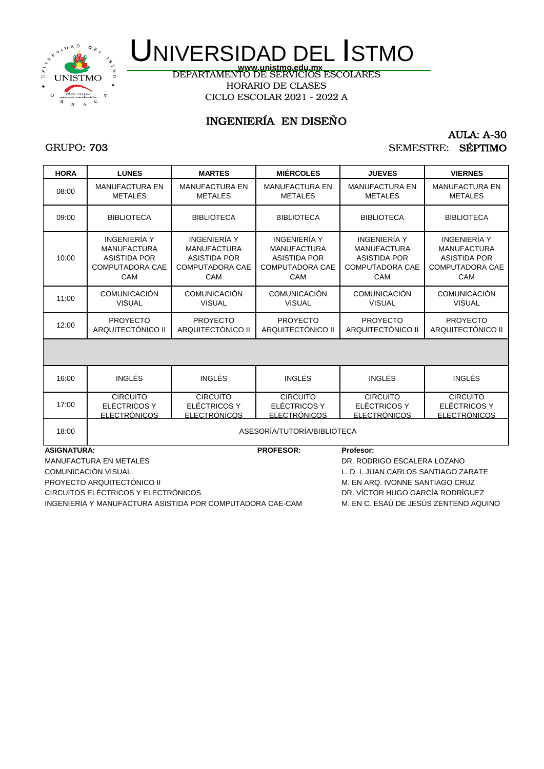# UNIVERSIDAD DEL ISTMO

www.unistmo.edu.mx

DEPARTAMENTO DE SERVICIOS ESCOLARES

HORARIO DE CLASES

CICLO ESCOLAR 2021 - 2022 A

## INGENIERÍA EN DISEÑO

GRUPO: **703**

AULA: **A-30**

SEMESTRE: **SÉPTIMO**

| HORA | LUNES | MARTES | MIÉRCOLES | JUEVES | VIERNES |
|---|---|---|---|---|---|
| 08:00 | MANUFACTURA EN METALES | MANUFACTURA EN METALES | MANUFACTURA EN METALES | MANUFACTURA EN METALES | MANUFACTURA EN METALES |
| 09:00 | BIBLIOTECA | BIBLIOTECA | BIBLIOTECA | BIBLIOTECA | BIBLIOTECA |
| 10:00 | INGENIERÍA Y MANUFACTURA ASISTIDA POR COMPUTADORA CAE CAM | INGENIERÍA Y MANUFACTURA ASISTIDA POR COMPUTADORA CAE CAM | INGENIERÍA Y MANUFACTURA ASISTIDA POR COMPUTADORA CAE CAM | INGENIERÍA Y MANUFACTURA ASISTIDA POR COMPUTADORA CAE CAM | INGENIERÍA Y MANUFACTURA ASISTIDA POR COMPUTADORA CAE CAM |
| 11:00 | COMUNICACIÓN VISUAL | COMUNICACIÓN VISUAL | COMUNICACIÓN VISUAL | COMUNICACIÓN VISUAL | COMUNICACIÓN VISUAL |
| 12:00 | PROYECTO ARQUITECTÓNICO II | PROYECTO ARQUITECTÓNICO II | PROYECTO ARQUITECTÓNICO II | PROYECTO ARQUITECTÓNICO II | PROYECTO ARQUITECTÓNICO II |
| | | | | | |
| 16:00 | INGLÉS | INGLÉS | INGLÉS | INGLÉS | INGLÉS |
| 17:00 | CIRCUITO ELÉCTRICOS Y ELECTRÓNICOS | CIRCUITO ELÉCTRICOS Y ELECTRÓNICOS | CIRCUITO ELÉCTRICOS Y ELECTRÓNICOS | CIRCUITO ELÉCTRICOS Y ELECTRÓNICOS | CIRCUITO ELÉCTRICOS Y ELECTRÓNICOS |
| 18:00 | ASESORÍA/TUTORÍA/BIBLIOTECA | | | | |

| ASIGNATURA: | PROFESOR: / Profesor: |
|---|---|
| MANUFACTURA EN METALES | DR. RODRIGO ESCALERA LOZANO |
| COMUNICACIÓN VISUAL | L. D. I. JUAN CARLOS SANTIAGO ZARATE |
| PROYECTO ARQUITECTÓNICO II | M. EN ARQ. IVONNE SANTIAGO CRUZ |
| CIRCUITOS ELÉCTRICOS Y ELECTRÓNICOS | DR. VÍCTOR HUGO GARCÍA RODRÍGUEZ |
| INGENIERÍA Y MANUFACTURA ASISTIDA POR COMPUTADORA CAE-CAM | M. EN C. ESAÚ DE JESÚS ZENTENO AQUINO |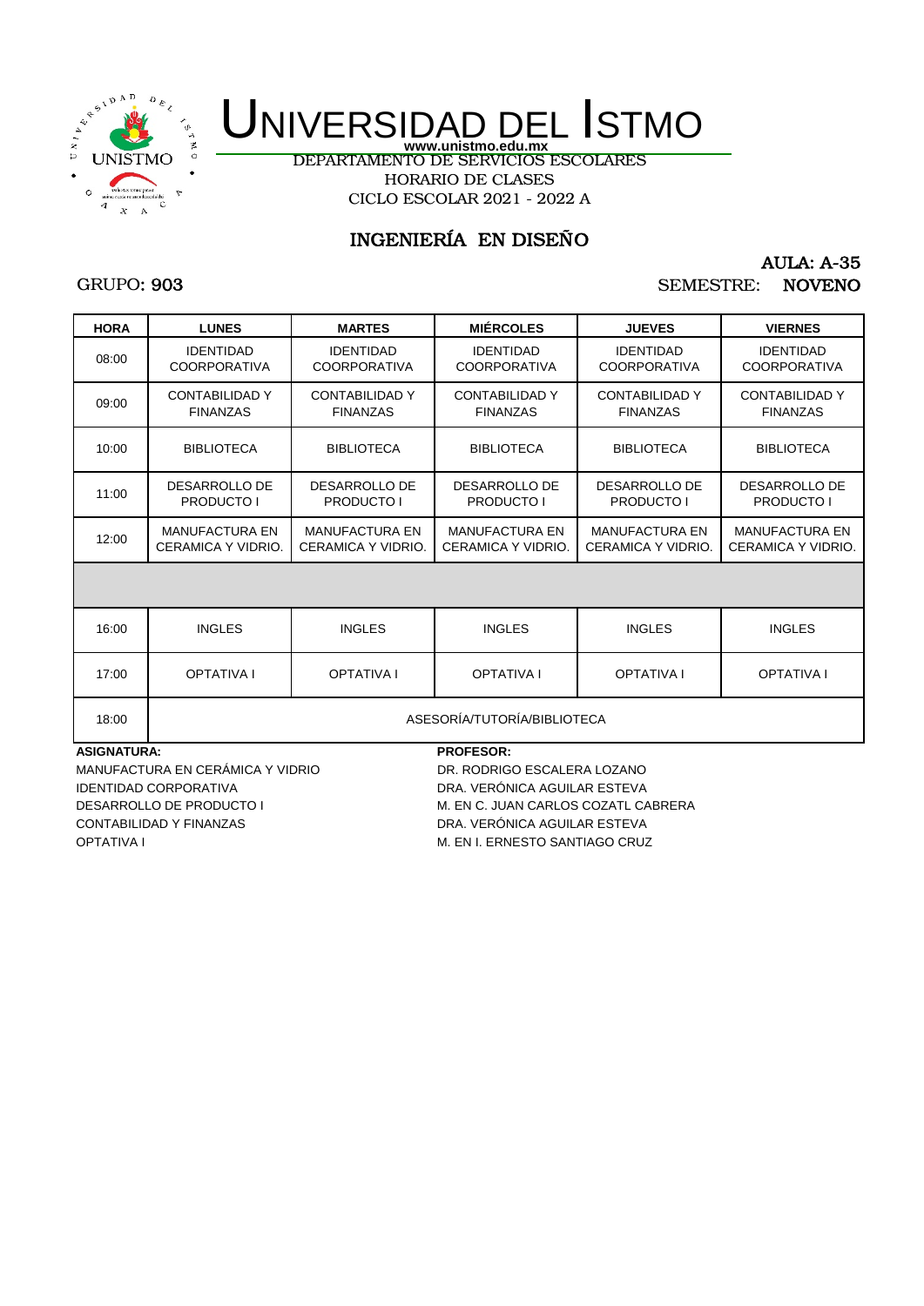# UNIVERSIDAD DEL ISTMO

www.unistmo.edu.mx

DEPARTAMENTO DE SERVICIOS ESCOLARES

HORARIO DE CLASES

CICLO ESCOLAR 2021 - 2022 A

## INGENIERÍA EN DISEÑO

AULA: A-35

GRUPO: 903 SEMESTRE: NOVENO

| HORA | LUNES | MARTES | MIÉRCOLES | JUEVES | VIERNES |
|---|---|---|---|---|---|
| 08:00 | IDENTIDAD COORPORATIVA | IDENTIDAD COORPORATIVA | IDENTIDAD COORPORATIVA | IDENTIDAD COORPORATIVA | IDENTIDAD COORPORATIVA |
| 09:00 | CONTABILIDAD Y FINANZAS | CONTABILIDAD Y FINANZAS | CONTABILIDAD Y FINANZAS | CONTABILIDAD Y FINANZAS | CONTABILIDAD Y FINANZAS |
| 10:00 | BIBLIOTECA | BIBLIOTECA | BIBLIOTECA | BIBLIOTECA | BIBLIOTECA |
| 11:00 | DESARROLLO DE PRODUCTO I | DESARROLLO DE PRODUCTO I | DESARROLLO DE PRODUCTO I | DESARROLLO DE PRODUCTO I | DESARROLLO DE PRODUCTO I |
| 12:00 | MANUFACTURA EN CERAMICA Y VIDRIO. | MANUFACTURA EN CERAMICA Y VIDRIO. | MANUFACTURA EN CERAMICA Y VIDRIO. | MANUFACTURA EN CERAMICA Y VIDRIO. | MANUFACTURA EN CERAMICA Y VIDRIO. |
| | | | | | |
| 16:00 | INGLES | INGLES | INGLES | INGLES | INGLES |
| 17:00 | OPTATIVA I | OPTATIVA I | OPTATIVA I | OPTATIVA I | OPTATIVA I |
| 18:00 | ASESORÍA/TUTORÍA/BIBLIOTECA | | | | |

| ASIGNATURA: | PROFESOR: |
|---|---|
| MANUFACTURA EN CERÁMICA Y VIDRIO | DR. RODRIGO ESCALERA LOZANO |
| IDENTIDAD CORPORATIVA | DRA. VERÓNICA AGUILAR ESTEVA |
| DESARROLLO DE PRODUCTO I | M. EN C. JUAN CARLOS COZATL CABRERA |
| CONTABILIDAD Y FINANZAS | DRA. VERÓNICA AGUILAR ESTEVA |
| OPTATIVA I | M. EN I. ERNESTO SANTIAGO CRUZ |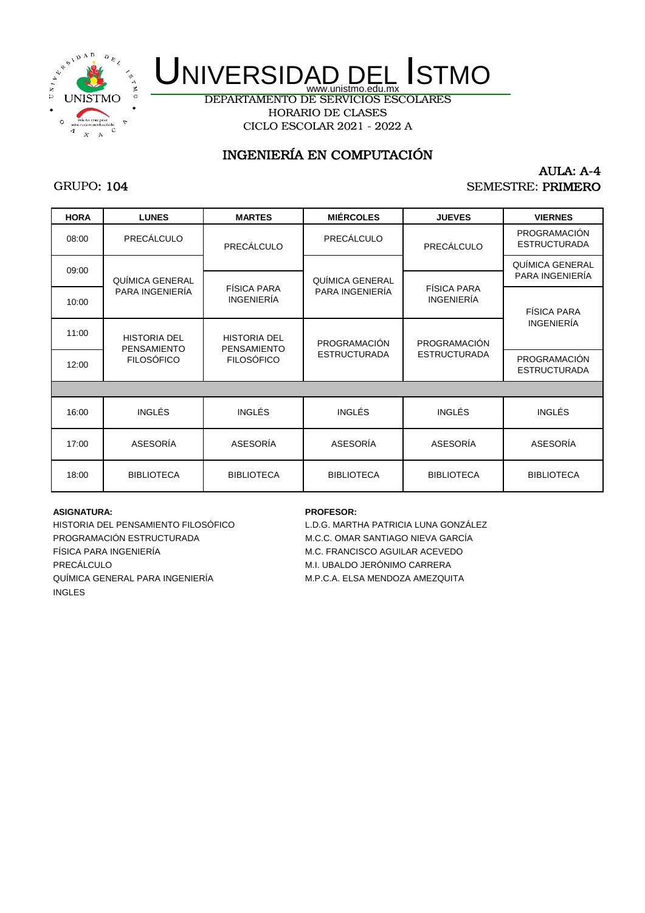# UNIVERSIDAD DEL ISTMO

www.unistmo.edu.mx

DEPARTAMENTO DE SERVICIOS ESCOLARES

HORARIO DE CLASES

CICLO ESCOLAR 2021 - 2022 A

## INGENIERÍA EN COMPUTACIÓN

GRUPO: 104

AULA: A-4

SEMESTRE: PRIMERO

| HORA | LUNES | MARTES | MIÉRCOLES | JUEVES | VIERNES |
|---|---|---|---|---|---|
| 08:00 | PRECÁLCULO | PRECÁLCULO | PRECÁLCULO | PRECÁLCULO | PROGRAMACIÓN ESTRUCTURADA |
| 09:00 | QUÍMICA GENERAL PARA INGENIERÍA | FÍSICA PARA INGENIERÍA | QUÍMICA GENERAL PARA INGENIERÍA | FÍSICA PARA INGENIERÍA | QUÍMICA GENERAL PARA INGENIERÍA |
| 10:00 | QUÍMICA GENERAL PARA INGENIERÍA | FÍSICA PARA INGENIERÍA | QUÍMICA GENERAL PARA INGENIERÍA | FÍSICA PARA INGENIERÍA | FÍSICA PARA INGENIERÍA |
| 11:00 | HISTORIA DEL PENSAMIENTO FILOSÓFICO | HISTORIA DEL PENSAMIENTO FILOSÓFICO | PROGRAMACIÓN ESTRUCTURADA | PROGRAMACIÓN ESTRUCTURADA | FÍSICA PARA INGENIERÍA |
| 12:00 | HISTORIA DEL PENSAMIENTO FILOSÓFICO | HISTORIA DEL PENSAMIENTO FILOSÓFICO | PROGRAMACIÓN ESTRUCTURADA | PROGRAMACIÓN ESTRUCTURADA | PROGRAMACIÓN ESTRUCTURADA |
| | | | | | |
| 16:00 | INGLÉS | INGLÉS | INGLÉS | INGLÉS | INGLÉS |
| 17:00 | ASESORÍA | ASESORÍA | ASESORÍA | ASESORÍA | ASESORÍA |
| 18:00 | BIBLIOTECA | BIBLIOTECA | BIBLIOTECA | BIBLIOTECA | BIBLIOTECA |

| ASIGNATURA: | PROFESOR: |
|---|---|
| HISTORIA DEL PENSAMIENTO FILOSÓFICO | L.D.G. MARTHA PATRICIA LUNA GONZÁLEZ |
| PROGRAMACIÓN ESTRUCTURADA | M.C.C. OMAR SANTIAGO NIEVA GARCÍA |
| FÍSICA PARA INGENIERÍA | M.C. FRANCISCO AGUILAR ACEVEDO |
| PRECÁLCULO | M.I. UBALDO JERÓNIMO CARRERA |
| QUÍMICA GENERAL PARA INGENIERÍA | M.P.C.A. ELSA MENDOZA AMEZQUITA |
| INGLES | |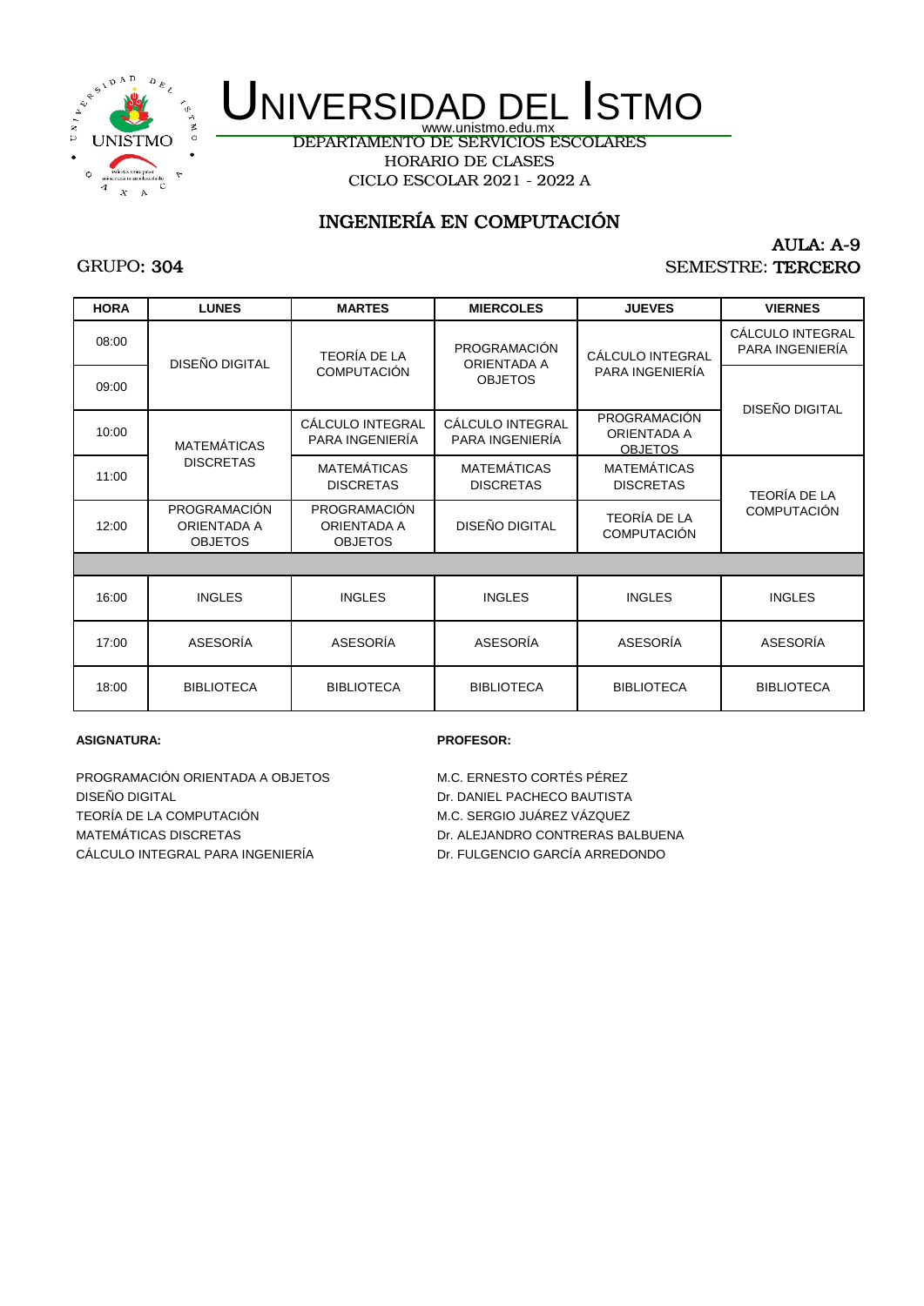# UNIVERSIDAD DEL ISTMO

www.unistmo.edu.mx

DEPARTAMENTO DE SERVICIOS ESCOLARES
HORARIO DE CLASES
CICLO ESCOLAR 2021 - 2022 A

## INGENIERÍA EN COMPUTACIÓN

GRUPO: 304

AULA: A-9
SEMESTRE: TERCERO

| HORA | LUNES | MARTES | MIERCOLES | JUEVES | VIERNES |
|---|---|---|---|---|---|
| 08:00 | DISEÑO DIGITAL | TEORÍA DE LA COMPUTACIÓN | PROGRAMACIÓN ORIENTADA A OBJETOS | CÁLCULO INTEGRAL PARA INGENIERÍA | CÁLCULO INTEGRAL PARA INGENIERÍA |
| 09:00 | DISEÑO DIGITAL | TEORÍA DE LA COMPUTACIÓN | PROGRAMACIÓN ORIENTADA A OBJETOS | CÁLCULO INTEGRAL PARA INGENIERÍA | DISEÑO DIGITAL |
| 10:00 | MATEMÁTICAS DISCRETAS | CÁLCULO INTEGRAL PARA INGENIERÍA | CÁLCULO INTEGRAL PARA INGENIERÍA | PROGRAMACIÓN ORIENTADA A OBJETOS | DISEÑO DIGITAL |
| 11:00 | MATEMÁTICAS DISCRETAS | MATEMÁTICAS DISCRETAS | MATEMÁTICAS DISCRETAS | MATEMÁTICAS DISCRETAS | TEORÍA DE LA COMPUTACIÓN |
| 12:00 | PROGRAMACIÓN ORIENTADA A OBJETOS | PROGRAMACIÓN ORIENTADA A OBJETOS | DISEÑO DIGITAL | TEORÍA DE LA COMPUTACIÓN | TEORÍA DE LA COMPUTACIÓN |
| | | | | | |
| 16:00 | INGLES | INGLES | INGLES | INGLES | INGLES |
| 17:00 | ASESORÍA | ASESORÍA | ASESORÍA | ASESORÍA | ASESORÍA |
| 18:00 | BIBLIOTECA | BIBLIOTECA | BIBLIOTECA | BIBLIOTECA | BIBLIOTECA |

| ASIGNATURA: | PROFESOR: |
|---|---|
| PROGRAMACIÓN ORIENTADA A OBJETOS | M.C. ERNESTO CORTÉS PÉREZ |
| DISEÑO DIGITAL | Dr. DANIEL PACHECO BAUTISTA |
| TEORÍA DE LA COMPUTACIÓN | M.C. SERGIO JUÁREZ VÁZQUEZ |
| MATEMÁTICAS DISCRETAS | Dr. ALEJANDRO CONTRERAS BALBUENA |
| CÁLCULO INTEGRAL PARA INGENIERÍA | Dr. FULGENCIO GARCÍA ARREDONDO |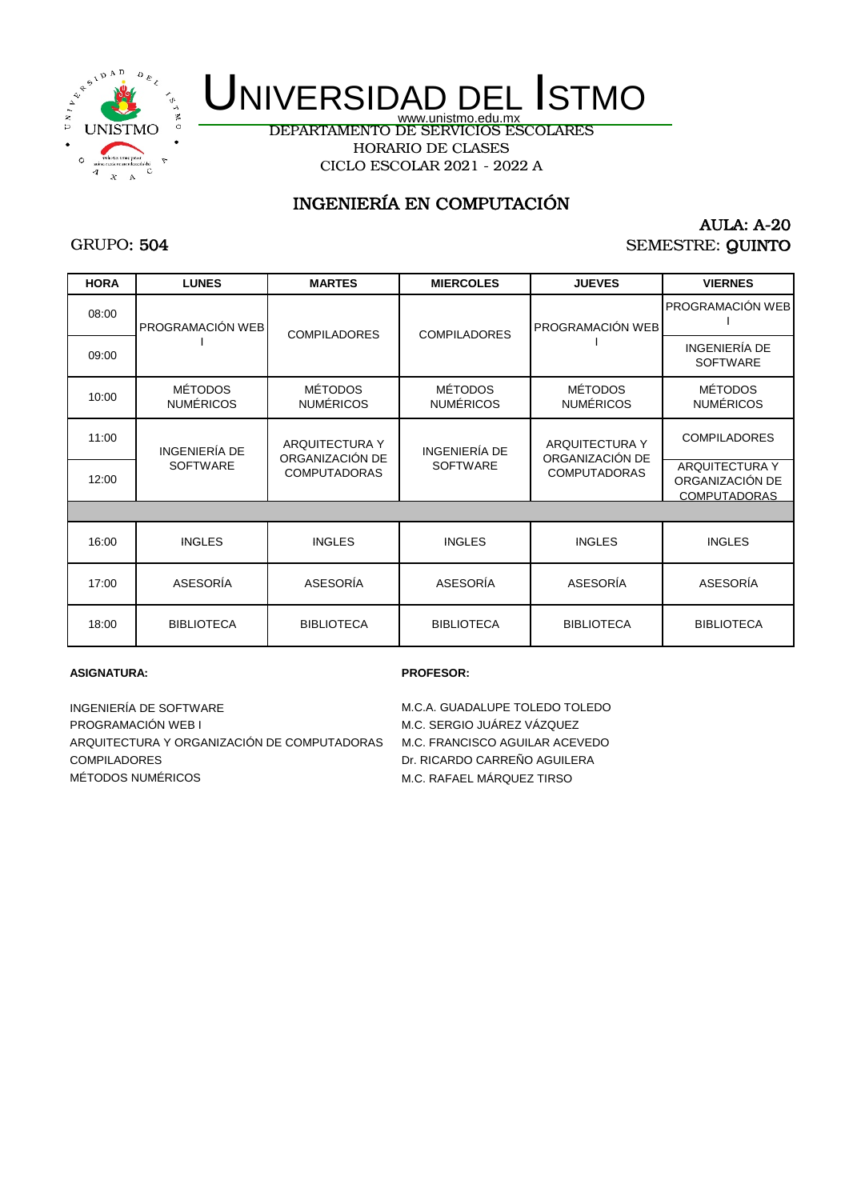# UNIVERSIDAD DEL ISTMO

www.unistmo.edu.mx

DEPARTAMENTO DE SERVICIOS ESCOLARES

HORARIO DE CLASES

CICLO ESCOLAR 2021 - 2022 A

## INGENIERÍA EN COMPUTACIÓN

AULA: A-20

GRUPO: 504

SEMESTRE: QUINTO

| HORA | LUNES | MARTES | MIERCOLES | JUEVES | VIERNES |
|---|---|---|---|---|---|
| 08:00 | PROGRAMACIÓN WEB I | COMPILADORES | COMPILADORES | PROGRAMACIÓN WEB I | PROGRAMACIÓN WEB I |
| 09:00 | | | | | INGENIERÍA DE SOFTWARE |
| 10:00 | MÉTODOS NUMÉRICOS | MÉTODOS NUMÉRICOS | MÉTODOS NUMÉRICOS | MÉTODOS NUMÉRICOS | MÉTODOS NUMÉRICOS |
| 11:00 | INGENIERÍA DE SOFTWARE | ARQUITECTURA Y ORGANIZACIÓN DE COMPUTADORAS | INGENIERÍA DE SOFTWARE | ARQUITECTURA Y ORGANIZACIÓN DE COMPUTADORAS | COMPILADORES |
| 12:00 | | | | | ARQUITECTURA Y ORGANIZACIÓN DE COMPUTADORAS |
| | | | | | |
| 16:00 | INGLES | INGLES | INGLES | INGLES | INGLES |
| 17:00 | ASESORÍA | ASESORÍA | ASESORÍA | ASESORÍA | ASESORÍA |
| 18:00 | BIBLIOTECA | BIBLIOTECA | BIBLIOTECA | BIBLIOTECA | BIBLIOTECA |

| ASIGNATURA: | PROFESOR: |
|---|---|
| INGENIERÍA DE SOFTWARE | M.C.A. GUADALUPE TOLEDO TOLEDO |
| PROGRAMACIÓN WEB I | M.C. SERGIO JUÁREZ VÁZQUEZ |
| ARQUITECTURA Y ORGANIZACIÓN DE COMPUTADORAS | M.C. FRANCISCO AGUILAR ACEVEDO |
| COMPILADORES | Dr. RICARDO CARREÑO AGUILERA |
| MÉTODOS NUMÉRICOS | M.C. RAFAEL MÁRQUEZ TIRSO |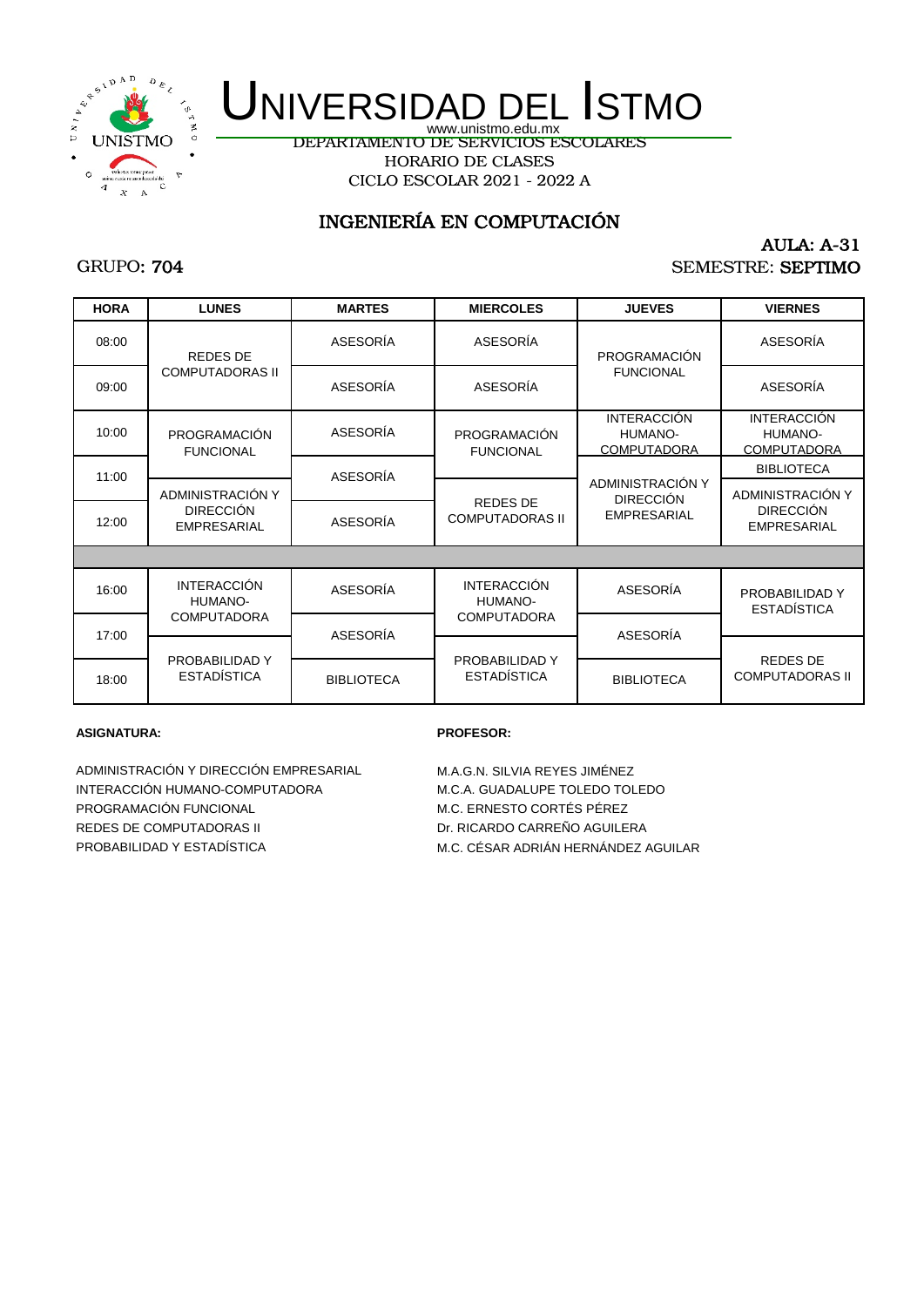# UNIVERSIDAD DEL ISTMO

www.unistmo.edu.mx

DEPARTAMENTO DE SERVICIOS ESCOLARES

HORARIO DE CLASES

CICLO ESCOLAR 2021 - 2022 A

## INGENIERÍA EN COMPUTACIÓN

AULA: A-31

GRUPO: 704

SEMESTRE: SEPTIMO

| HORA | LUNES | MARTES | MIERCOLES | JUEVES | VIERNES |
|---|---|---|---|---|---|
| 08:00 | REDES DE COMPUTADORAS II | ASESORÍA | ASESORÍA | PROGRAMACIÓN FUNCIONAL | ASESORÍA |
| 09:00 | REDES DE COMPUTADORAS II | ASESORÍA | ASESORÍA | PROGRAMACIÓN FUNCIONAL | ASESORÍA |
| 10:00 | PROGRAMACIÓN FUNCIONAL | ASESORÍA | PROGRAMACIÓN FUNCIONAL | INTERACCIÓN HUMANO-COMPUTADORA | INTERACCIÓN HUMANO-COMPUTADORA |
| 11:00 | ADMINISTRACIÓN Y DIRECCIÓN EMPRESARIAL | ASESORÍA | REDES DE COMPUTADORAS II | ADMINISTRACIÓN Y DIRECCIÓN EMPRESARIAL | BIBLIOTECA |
| 12:00 | ADMINISTRACIÓN Y DIRECCIÓN EMPRESARIAL | ASESORÍA | REDES DE COMPUTADORAS II | ADMINISTRACIÓN Y DIRECCIÓN EMPRESARIAL | ADMINISTRACIÓN Y DIRECCIÓN EMPRESARIAL |
| | | | | | |
| 16:00 | INTERACCIÓN HUMANO-COMPUTADORA | ASESORÍA | INTERACCIÓN HUMANO-COMPUTADORA | ASESORÍA | PROBABILIDAD Y ESTADÍSTICA |
| 17:00 | PROBABILIDAD Y ESTADÍSTICA | ASESORÍA | PROBABILIDAD Y ESTADÍSTICA | ASESORÍA | REDES DE COMPUTADORAS II |
| 18:00 | PROBABILIDAD Y ESTADÍSTICA | BIBLIOTECA | PROBABILIDAD Y ESTADÍSTICA | BIBLIOTECA | REDES DE COMPUTADORAS II |

| ASIGNATURA: | PROFESOR: |
|---|---|
| ADMINISTRACIÓN Y DIRECCIÓN EMPRESARIAL | M.A.G.N. SILVIA REYES JIMÉNEZ |
| INTERACCIÓN HUMANO-COMPUTADORA | M.C.A. GUADALUPE TOLEDO TOLEDO |
| PROGRAMACIÓN FUNCIONAL | M.C. ERNESTO CORTÉS PÉREZ |
| REDES DE COMPUTADORAS II | Dr. RICARDO CARREÑO AGUILERA |
| PROBABILIDAD Y ESTADÍSTICA | M.C. CÉSAR ADRIÁN HERNÁNDEZ AGUILAR |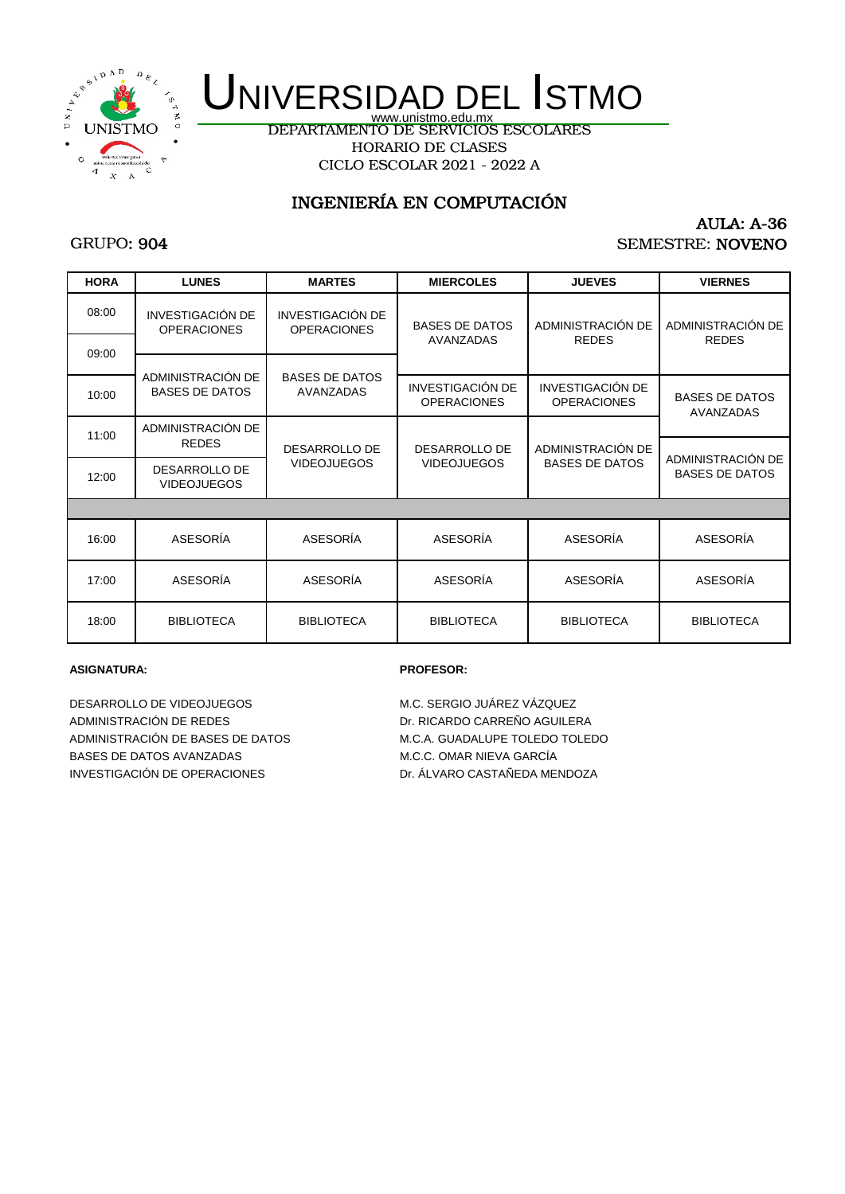# UNIVERSIDAD DEL ISTMO

www.unistmo.edu.mx

DEPARTAMENTO DE SERVICIOS ESCOLARES

HORARIO DE CLASES

CICLO ESCOLAR 2021 - 2022 A

## INGENIERÍA EN COMPUTACIÓN

AULA: A-36

GRUPO: 904

SEMESTRE: NOVENO

| HORA | LUNES | MARTES | MIERCOLES | JUEVES | VIERNES |
|---|---|---|---|---|---|
| 08:00 | INVESTIGACIÓN DE OPERACIONES | INVESTIGACIÓN DE OPERACIONES | BASES DE DATOS AVANZADAS | ADMINISTRACIÓN DE REDES | ADMINISTRACIÓN DE REDES |
| 09:00 | ADMINISTRACIÓN DE BASES DE DATOS | BASES DE DATOS AVANZADAS | BASES DE DATOS AVANZADAS | ADMINISTRACIÓN DE REDES | ADMINISTRACIÓN DE REDES |
| 10:00 | ADMINISTRACIÓN DE BASES DE DATOS | BASES DE DATOS AVANZADAS | INVESTIGACIÓN DE OPERACIONES | INVESTIGACIÓN DE OPERACIONES | BASES DE DATOS AVANZADAS |
| 11:00 | ADMINISTRACIÓN DE REDES | DESARROLLO DE VIDEOJUEGOS | DESARROLLO DE VIDEOJUEGOS | ADMINISTRACIÓN DE BASES DE DATOS | ADMINISTRACIÓN DE BASES DE DATOS |
| 12:00 | DESARROLLO DE VIDEOJUEGOS | DESARROLLO DE VIDEOJUEGOS | DESARROLLO DE VIDEOJUEGOS | ADMINISTRACIÓN DE BASES DE DATOS | ADMINISTRACIÓN DE BASES DE DATOS |
| | | | | | |
| 16:00 | ASESORÍA | ASESORÍA | ASESORÍA | ASESORÍA | ASESORÍA |
| 17:00 | ASESORÍA | ASESORÍA | ASESORÍA | ASESORÍA | ASESORÍA |
| 18:00 | BIBLIOTECA | BIBLIOTECA | BIBLIOTECA | BIBLIOTECA | BIBLIOTECA |

| ASIGNATURA: | PROFESOR: |
|---|---|
| DESARROLLO DE VIDEOJUEGOS | M.C. SERGIO JUÁREZ VÁZQUEZ |
| ADMINISTRACIÓN DE REDES | Dr. RICARDO CARREÑO AGUILERA |
| ADMINISTRACIÓN DE BASES DE DATOS | M.C.A. GUADALUPE TOLEDO TOLEDO |
| BASES DE DATOS AVANZADAS | M.C.C. OMAR NIEVA GARCÍA |
| INVESTIGACIÓN DE OPERACIONES | Dr. ÁLVARO CASTAÑEDA MENDOZA |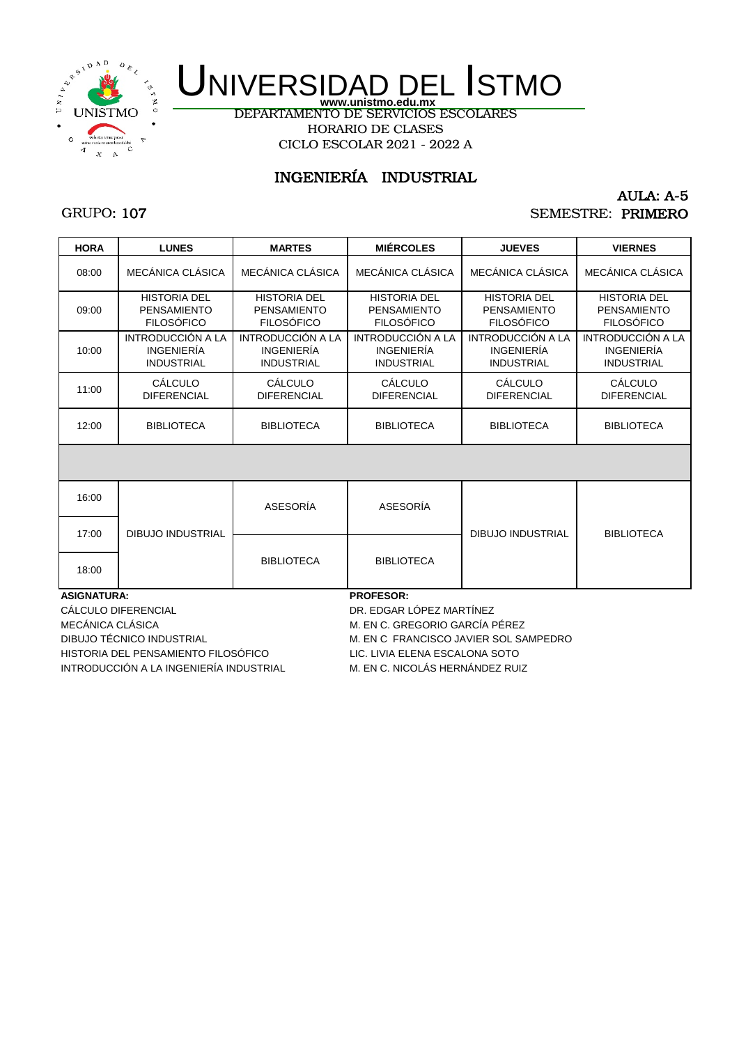# UNIVERSIDAD DEL ISTMO

www.unistmo.edu.mx

DEPARTAMENTO DE SERVICIOS ESCOLARES

HORARIO DE CLASES

CICLO ESCOLAR 2021 - 2022 A

## INGENIERÍA INDUSTRIAL

AULA: A-5

GRUPO: 107

SEMESTRE: PRIMERO

| HORA | LUNES | MARTES | MIÉRCOLES | JUEVES | VIERNES |
|---|---|---|---|---|---|
| 08:00 | MECÁNICA CLÁSICA | MECÁNICA CLÁSICA | MECÁNICA CLÁSICA | MECÁNICA CLÁSICA | MECÁNICA CLÁSICA |
| 09:00 | HISTORIA DEL PENSAMIENTO FILOSÓFICO | HISTORIA DEL PENSAMIENTO FILOSÓFICO | HISTORIA DEL PENSAMIENTO FILOSÓFICO | HISTORIA DEL PENSAMIENTO FILOSÓFICO | HISTORIA DEL PENSAMIENTO FILOSÓFICO |
| 10:00 | INTRODUCCIÓN A LA INGENIERÍA INDUSTRIAL | INTRODUCCIÓN A LA INGENIERÍA INDUSTRIAL | INTRODUCCIÓN A LA INGENIERÍA INDUSTRIAL | INTRODUCCIÓN A LA INGENIERÍA INDUSTRIAL | INTRODUCCIÓN A LA INGENIERÍA INDUSTRIAL |
| 11:00 | CÁLCULO DIFERENCIAL | CÁLCULO DIFERENCIAL | CÁLCULO DIFERENCIAL | CÁLCULO DIFERENCIAL | CÁLCULO DIFERENCIAL |
| 12:00 | BIBLIOTECA | BIBLIOTECA | BIBLIOTECA | BIBLIOTECA | BIBLIOTECA |
| | | | | | |
| 16:00 | DIBUJO INDUSTRIAL | ASESORÍA | ASESORÍA | DIBUJO INDUSTRIAL | BIBLIOTECA |
| 17:00 | DIBUJO INDUSTRIAL | ASESORÍA / BIBLIOTECA | ASESORÍA / BIBLIOTECA | DIBUJO INDUSTRIAL | BIBLIOTECA |
| 18:00 | DIBUJO INDUSTRIAL | BIBLIOTECA | BIBLIOTECA | DIBUJO INDUSTRIAL | BIBLIOTECA |

| ASIGNATURA: | PROFESOR: |
|---|---|
| CÁLCULO DIFERENCIAL | DR. EDGAR LÓPEZ MARTÍNEZ |
| MECÁNICA CLÁSICA | M. EN C. GREGORIO GARCÍA PÉREZ |
| DIBUJO TÉCNICO INDUSTRIAL | M. EN C FRANCISCO JAVIER SOL SAMPEDRO |
| HISTORIA DEL PENSAMIENTO FILOSÓFICO | LIC. LIVIA ELENA ESCALONA SOTO |
| INTRODUCCIÓN A LA INGENIERÍA INDUSTRIAL | M. EN C. NICOLÁS HERNÁNDEZ RUIZ |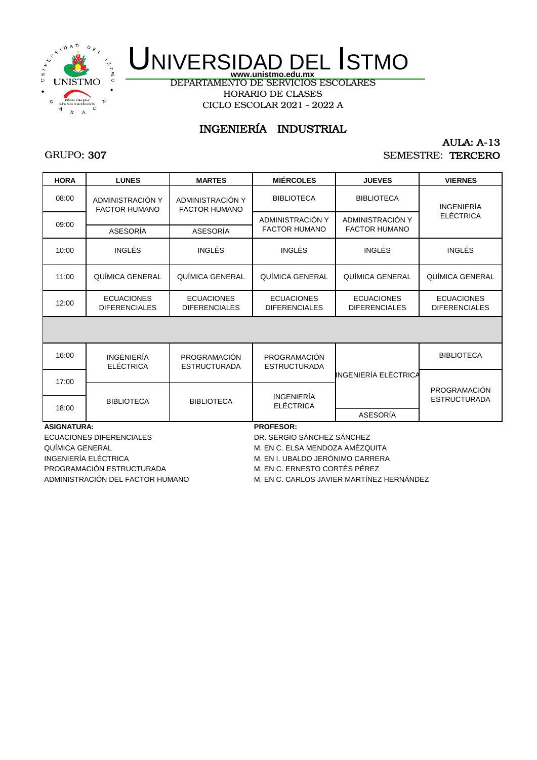# UNIVERSIDAD DEL ISTMO

www.unistmo.edu.mx

DEPARTAMENTO DE SERVICIOS ESCOLARES

HORARIO DE CLASES

CICLO ESCOLAR 2021 - 2022 A

## INGENIERÍA INDUSTRIAL

AULA: A-13

GRUPO: 307

SEMESTRE: TERCERO

| HORA | LUNES | MARTES | MIÉRCOLES | JUEVES | VIERNES |
|---|---|---|---|---|---|
| 08:00 | ADMINISTRACIÓN Y FACTOR HUMANO | ADMINISTRACIÓN Y FACTOR HUMANO | BIBLIOTECA | BIBLIOTECA | INGENIERÍA ELÉCTRICA |
| 09:00 | ASESORÍA | ASESORÍA | ADMINISTRACIÓN Y FACTOR HUMANO | ADMINISTRACIÓN Y FACTOR HUMANO | INGENIERÍA ELÉCTRICA |
| 10:00 | INGLÉS | INGLÉS | INGLÉS | INGLÉS | INGLÉS |
| 11:00 | QUÍMICA GENERAL | QUÍMICA GENERAL | QUÍMICA GENERAL | QUÍMICA GENERAL | QUÍMICA GENERAL |
| 12:00 | ECUACIONES DIFERENCIALES | ECUACIONES DIFERENCIALES | ECUACIONES DIFERENCIALES | ECUACIONES DIFERENCIALES | ECUACIONES DIFERENCIALES |
| | | | | | |
| 16:00 | INGENIERÍA ELÉCTRICA | PROGRAMACIÓN ESTRUCTURADA | PROGRAMACIÓN ESTRUCTURADA | INGENIERÍA ELÉCTRICA | BIBLIOTECA |
| 17:00 | BIBLIOTECA | BIBLIOTECA | INGENIERÍA ELÉCTRICA | INGENIERÍA ELÉCTRICA | PROGRAMACIÓN ESTRUCTURADA |
| 18:00 | BIBLIOTECA | BIBLIOTECA | INGENIERÍA ELÉCTRICA | ASESORÍA | PROGRAMACIÓN ESTRUCTURADA |

| ASIGNATURA: | PROFESOR: |
|---|---|
| ECUACIONES DIFERENCIALES | DR. SERGIO SÁNCHEZ SÁNCHEZ |
| QUÍMICA GENERAL | M. EN C. ELSA MENDOZA AMÉZQUITA |
| INGENIERÍA ELÉCTRICA | M. EN I. UBALDO JERÓNIMO CARRERA |
| PROGRAMACIÓN ESTRUCTURADA | M. EN C. ERNESTO CORTÉS PÉREZ |
| ADMINISTRACIÓN DEL FACTOR HUMANO | M. EN C. CARLOS JAVIER MARTÍNEZ HERNÁNDEZ |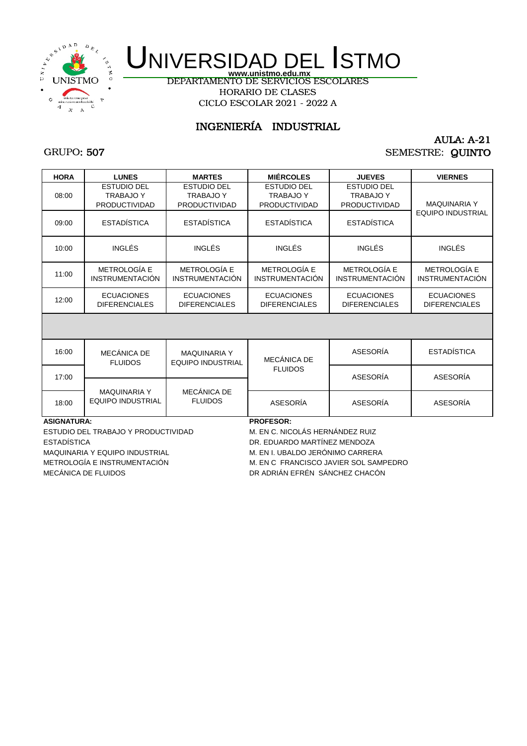# UNIVERSIDAD DEL ISTMO

www.unistmo.edu.mx

DEPARTAMENTO DE SERVICIOS ESCOLARES

HORARIO DE CLASES

CICLO ESCOLAR 2021 - 2022 A

## INGENIERÍA INDUSTRIAL

AULA: A-21

GRUPO: 507

SEMESTRE: QUINTO

| HORA | LUNES | MARTES | MIÉRCOLES | JUEVES | VIERNES |
|---|---|---|---|---|---|
| 08:00 | ESTUDIO DEL TRABAJO Y PRODUCTIVIDAD | ESTUDIO DEL TRABAJO Y PRODUCTIVIDAD | ESTUDIO DEL TRABAJO Y PRODUCTIVIDAD | ESTUDIO DEL TRABAJO Y PRODUCTIVIDAD | MAQUINARIA Y EQUIPO INDUSTRIAL |
| 09:00 | ESTADÍSTICA | ESTADÍSTICA | ESTADÍSTICA | ESTADÍSTICA | MAQUINARIA Y EQUIPO INDUSTRIAL |
| 10:00 | INGLÉS | INGLÉS | INGLÉS | INGLÉS | INGLÉS |
| 11:00 | METROLOGÍA E INSTRUMENTACIÓN | METROLOGÍA E INSTRUMENTACIÓN | METROLOGÍA E INSTRUMENTACIÓN | METROLOGÍA E INSTRUMENTACIÓN | METROLOGÍA E INSTRUMENTACIÓN |
| 12:00 | ECUACIONES DIFERENCIALES | ECUACIONES DIFERENCIALES | ECUACIONES DIFERENCIALES | ECUACIONES DIFERENCIALES | ECUACIONES DIFERENCIALES |
| | | | | | |
| 16:00 | MECÁNICA DE FLUIDOS | MAQUINARIA Y EQUIPO INDUSTRIAL | MECÁNICA DE FLUIDOS | ASESORÍA | ESTADÍSTICA |
| 17:00 | MECÁNICA DE FLUIDOS / MAQUINARIA Y EQUIPO INDUSTRIAL | MAQUINARIA Y EQUIPO INDUSTRIAL / MECÁNICA DE FLUIDOS | MECÁNICA DE FLUIDOS | ASESORÍA | ASESORÍA |
| 18:00 | MAQUINARIA Y EQUIPO INDUSTRIAL | MECÁNICA DE FLUIDOS | ASESORÍA | ASESORÍA | ASESORÍA |

| ASIGNATURA: | PROFESOR: |
|---|---|
| ESTUDIO DEL TRABAJO Y PRODUCTIVIDAD | M. EN C. NICOLÁS HERNÁNDEZ RUIZ |
| ESTADÍSTICA | DR. EDUARDO MARTÍNEZ MENDOZA |
| MAQUINARIA Y EQUIPO INDUSTRIAL | M. EN I. UBALDO JERÓNIMO CARRERA |
| METROLOGÍA E INSTRUMENTACIÓN | M. EN C FRANCISCO JAVIER SOL SAMPEDRO |
| MECÁNICA DE FLUIDOS | DR ADRIÁN EFRÉN SÁNCHEZ CHACÓN |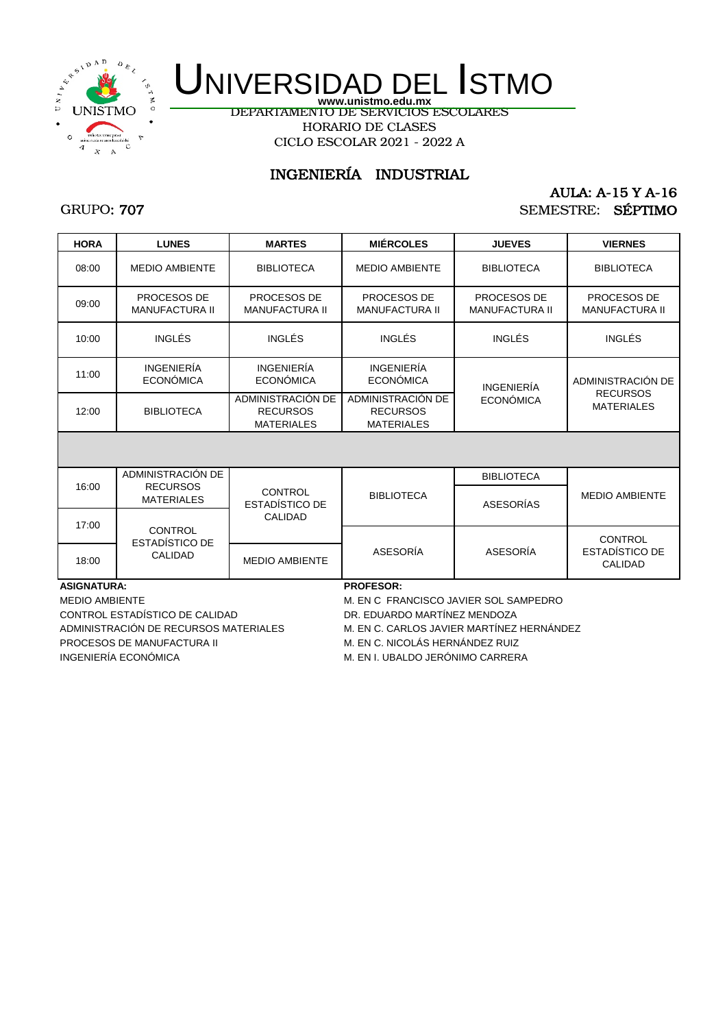# UNIVERSIDAD DEL ISTMO

www.unistmo.edu.mx

DEPARTAMENTO DE SERVICIOS ESCOLARES

HORARIO DE CLASES

CICLO ESCOLAR 2021 - 2022 A

## INGENIERÍA INDUSTRIAL

GRUPO: **707**

AULA: A-15 Y A-16

SEMESTRE: **SÉPTIMO**

| HORA | LUNES | MARTES | MIÉRCOLES | JUEVES | VIERNES |
|---|---|---|---|---|---|
| 08:00 | MEDIO AMBIENTE | BIBLIOTECA | MEDIO AMBIENTE | BIBLIOTECA | BIBLIOTECA |
| 09:00 | PROCESOS DE MANUFACTURA II | PROCESOS DE MANUFACTURA II | PROCESOS DE MANUFACTURA II | PROCESOS DE MANUFACTURA II | PROCESOS DE MANUFACTURA II |
| 10:00 | INGLÉS | INGLÉS | INGLÉS | INGLÉS | INGLÉS |
| 11:00 | INGENIERÍA ECONÓMICA | INGENIERÍA ECONÓMICA | INGENIERÍA ECONÓMICA | INGENIERÍA ECONÓMICA | ADMINISTRACIÓN DE RECURSOS MATERIALES |
| 12:00 | BIBLIOTECA | ADMINISTRACIÓN DE RECURSOS MATERIALES | ADMINISTRACIÓN DE RECURSOS MATERIALES | | |
| | | | | | |
| 16:00 | ADMINISTRACIÓN DE RECURSOS MATERIALES | CONTROL ESTADÍSTICO DE CALIDAD | BIBLIOTECA | BIBLIOTECA / ASESORÍAS | MEDIO AMBIENTE |
| 17:00 | CONTROL ESTADÍSTICO DE CALIDAD | | | | |
| 18:00 | | MEDIO AMBIENTE | ASESORÍA | ASESORÍA | CONTROL ESTADÍSTICO DE CALIDAD |

| ASIGNATURA: | PROFESOR: |
|---|---|
| MEDIO AMBIENTE | M. EN C FRANCISCO JAVIER SOL SAMPEDRO |
| CONTROL ESTADÍSTICO DE CALIDAD | DR. EDUARDO MARTÍNEZ MENDOZA |
| ADMINISTRACIÓN DE RECURSOS MATERIALES | M. EN C. CARLOS JAVIER MARTÍNEZ HERNÁNDEZ |
| PROCESOS DE MANUFACTURA II | M. EN C. NICOLÁS HERNÁNDEZ RUIZ |
| INGENIERÍA ECONÓMICA | M. EN I. UBALDO JERÓNIMO CARRERA |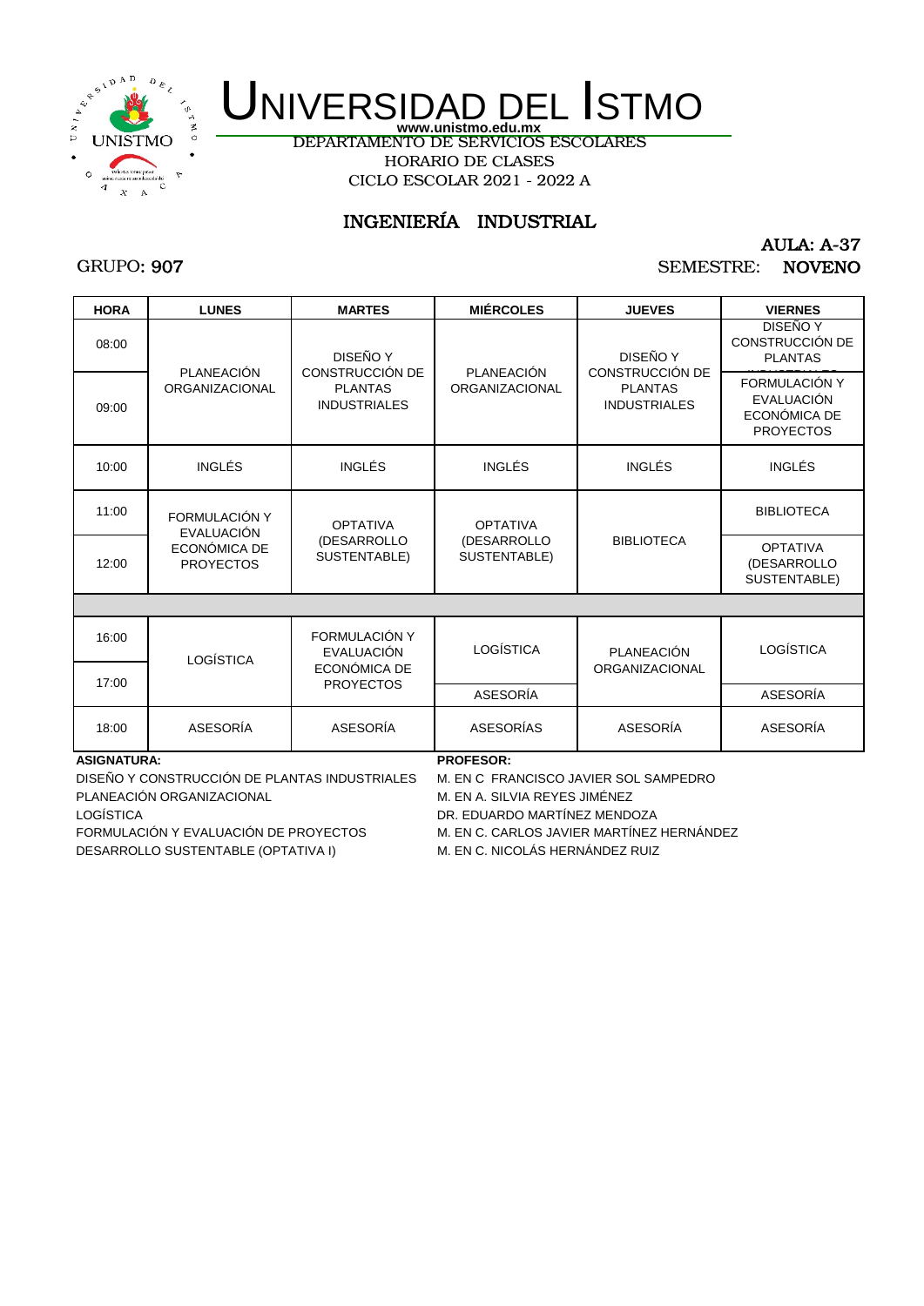# UNIVERSIDAD DEL ISTMO

www.unistmo.edu.mx

DEPARTAMENTO DE SERVICIOS ESCOLARES

HORARIO DE CLASES

CICLO ESCOLAR 2021 - 2022 A

## INGENIERÍA INDUSTRIAL

AULA: A-37

GRUPO: 907

SEMESTRE: NOVENO

| HORA | LUNES | MARTES | MIÉRCOLES | JUEVES | VIERNES |
|---|---|---|---|---|---|
| 08:00 | PLANEACIÓN ORGANIZACIONAL | DISEÑO Y CONSTRUCCIÓN DE PLANTAS INDUSTRIALES | PLANEACIÓN ORGANIZACIONAL | DISEÑO Y CONSTRUCCIÓN DE PLANTAS INDUSTRIALES | DISEÑO Y CONSTRUCCIÓN DE PLANTAS INDUSTRIALES |
| 09:00 | | | | | FORMULACIÓN Y EVALUACIÓN ECONÓMICA DE PROYECTOS |
| 10:00 | INGLÉS | INGLÉS | INGLÉS | INGLÉS | INGLÉS |
| 11:00 | FORMULACIÓN Y EVALUACIÓN ECONÓMICA DE PROYECTOS | OPTATIVA (DESARROLLO SUSTENTABLE) | OPTATIVA (DESARROLLO SUSTENTABLE) | BIBLIOTECA | BIBLIOTECA |
| 12:00 | | | | | OPTATIVA (DESARROLLO SUSTENTABLE) |
| | | | | | |
| 16:00 | LOGÍSTICA | FORMULACIÓN Y EVALUACIÓN ECONÓMICA DE PROYECTOS | LOGÍSTICA | PLANEACIÓN ORGANIZACIONAL | LOGÍSTICA |
| 17:00 | | | ASESORÍA | | ASESORÍA |
| 18:00 | ASESORÍA | ASESORÍA | ASESORÍAS | ASESORÍA | ASESORÍA |

| ASIGNATURA: | PROFESOR: |
|---|---|
| DISEÑO Y CONSTRUCCIÓN DE PLANTAS INDUSTRIALES | M. EN C FRANCISCO JAVIER SOL SAMPEDRO |
| PLANEACIÓN ORGANIZACIONAL | M. EN A. SILVIA REYES JIMÉNEZ |
| LOGÍSTICA | DR. EDUARDO MARTÍNEZ MENDOZA |
| FORMULACIÓN Y EVALUACIÓN DE PROYECTOS | M. EN C. CARLOS JAVIER MARTÍNEZ HERNÁNDEZ |
| DESARROLLO SUSTENTABLE (OPTATIVA I) | M. EN C. NICOLÁS HERNÁNDEZ RUIZ |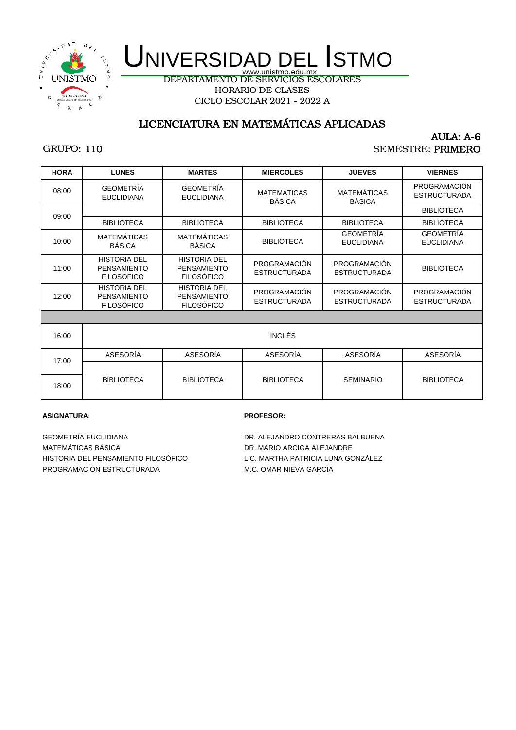# UNIVERSIDAD DEL ISTMO

www.unistmo.edu.mx

DEPARTAMENTO DE SERVICIOS ESCOLARES

HORARIO DE CLASES

CICLO ESCOLAR 2021 - 2022 A

## LICENCIATURA EN MATEMÁTICAS APLICADAS

AULA: A-6

GRUPO: 110

SEMESTRE: PRIMERO

| HORA | LUNES | MARTES | MIERCOLES | JUEVES | VIERNES |
|---|---|---|---|---|---|
| 08:00 | GEOMETRÍA EUCLIDIANA | GEOMETRÍA EUCLIDIANA | MATEMÁTICAS BÁSICA | MATEMÁTICAS BÁSICA | PROGRAMACIÓN ESTRUCTURADA |
| 09:00 | | | | | BIBLIOTECA |
| | BIBLIOTECA | BIBLIOTECA | BIBLIOTECA | BIBLIOTECA | BIBLIOTECA |
| 10:00 | MATEMÁTICAS BÁSICA | MATEMÁTICAS BÁSICA | BIBLIOTECA | GEOMETRÍA EUCLIDIANA | GEOMETRÍA EUCLIDIANA |
| 11:00 | HISTORIA DEL PENSAMIENTO FILOSÓFICO | HISTORIA DEL PENSAMIENTO FILOSÓFICO | PROGRAMACIÓN ESTRUCTURADA | PROGRAMACIÓN ESTRUCTURADA | BIBLIOTECA |
| 12:00 | HISTORIA DEL PENSAMIENTO FILOSÓFICO | HISTORIA DEL PENSAMIENTO FILOSÓFICO | PROGRAMACIÓN ESTRUCTURADA | PROGRAMACIÓN ESTRUCTURADA | PROGRAMACIÓN ESTRUCTURADA |
| | | | | | |
| 16:00 | INGLÉS | | | | |
| 17:00 | ASESORÍA | ASESORÍA | ASESORÍA | ASESORÍA | ASESORÍA |
| 18:00 | BIBLIOTECA | BIBLIOTECA | BIBLIOTECA | SEMINARIO | BIBLIOTECA |

| ASIGNATURA: | PROFESOR: |
|---|---|
| GEOMETRÍA EUCLIDIANA | DR. ALEJANDRO CONTRERAS BALBUENA |
| MATEMÁTICAS BÁSICA | DR. MARIO ARCIGA ALEJANDRE |
| HISTORIA DEL PENSAMIENTO FILOSÓFICO | LIC. MARTHA PATRICIA LUNA GONZÁLEZ |
| PROGRAMACIÓN ESTRUCTURADA | M.C. OMAR NIEVA GARCÍA |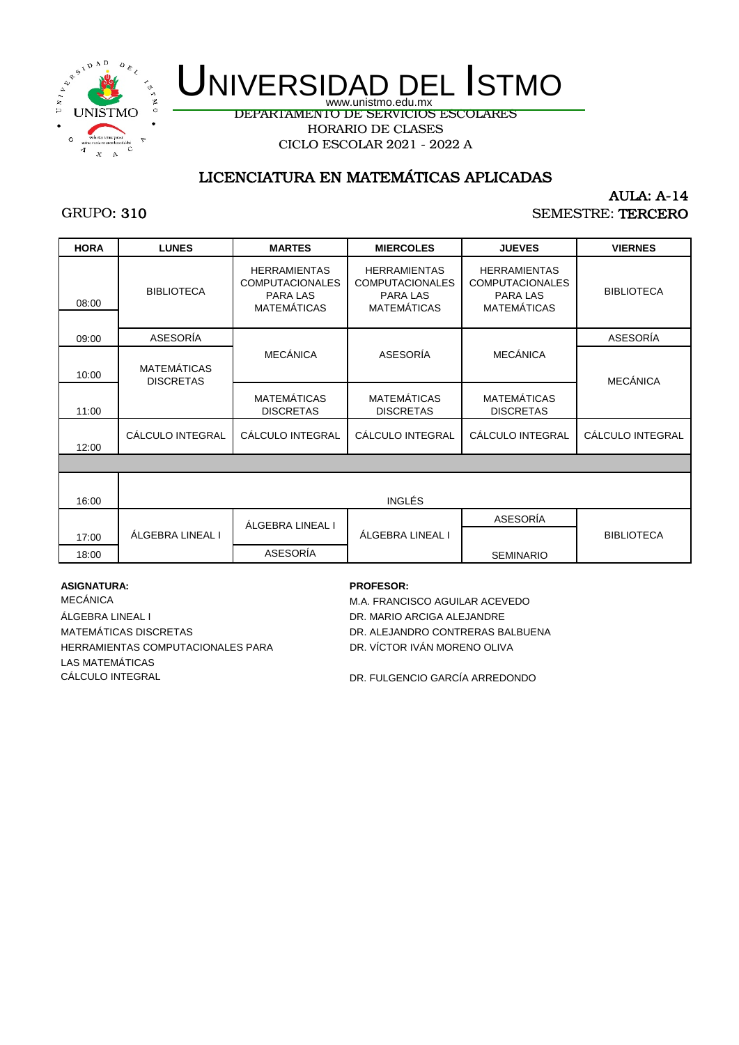# UNIVERSIDAD DEL ISTMO

www.unistmo.edu.mx

DEPARTAMENTO DE SERVICIOS ESCOLARES

HORARIO DE CLASES

CICLO ESCOLAR 2021 - 2022 A

## LICENCIATURA EN MATEMÁTICAS APLICADAS

GRUPO: 310

AULA: A-14

SEMESTRE: TERCERO

| HORA | LUNES | MARTES | MIERCOLES | JUEVES | VIERNES |
|---|---|---|---|---|---|
| 08:00 | BIBLIOTECA | HERRAMIENTAS COMPUTACIONALES PARA LAS MATEMÁTICAS | HERRAMIENTAS COMPUTACIONALES PARA LAS MATEMÁTICAS | HERRAMIENTAS COMPUTACIONALES PARA LAS MATEMÁTICAS | BIBLIOTECA |
| 09:00 | ASESORÍA | MECÁNICA | ASESORÍA | MECÁNICA | ASESORÍA |
| 10:00 | MATEMÁTICAS DISCRETAS | MECÁNICA | ASESORÍA | MECÁNICA | MECÁNICA |
| 11:00 | MATEMÁTICAS DISCRETAS | MATEMÁTICAS DISCRETAS | MATEMÁTICAS DISCRETAS | MATEMÁTICAS DISCRETAS | MECÁNICA |
| 12:00 | CÁLCULO INTEGRAL | CÁLCULO INTEGRAL | CÁLCULO INTEGRAL | CÁLCULO INTEGRAL | CÁLCULO INTEGRAL |
| | | | | | |
| 16:00 | INGLÉS | INGLÉS | INGLÉS | INGLÉS | INGLÉS |
| 17:00 | ÁLGEBRA LINEAL I | ÁLGEBRA LINEAL I | ÁLGEBRA LINEAL I | ASESORÍA | BIBLIOTECA |
| 18:00 | ÁLGEBRA LINEAL I | ASESORÍA | ÁLGEBRA LINEAL I | SEMINARIO | BIBLIOTECA |

| ASIGNATURA: | PROFESOR: |
|---|---|
| MECÁNICA | M.A. FRANCISCO AGUILAR ACEVEDO |
| ÁLGEBRA LINEAL I | DR. MARIO ARCIGA ALEJANDRE |
| MATEMÁTICAS DISCRETAS | DR. ALEJANDRO CONTRERAS BALBUENA |
| HERRAMIENTAS COMPUTACIONALES PARA LAS MATEMÁTICAS | DR. VÍCTOR IVÁN MORENO OLIVA |
| CÁLCULO INTEGRAL | DR. FULGENCIO GARCÍA ARREDONDO |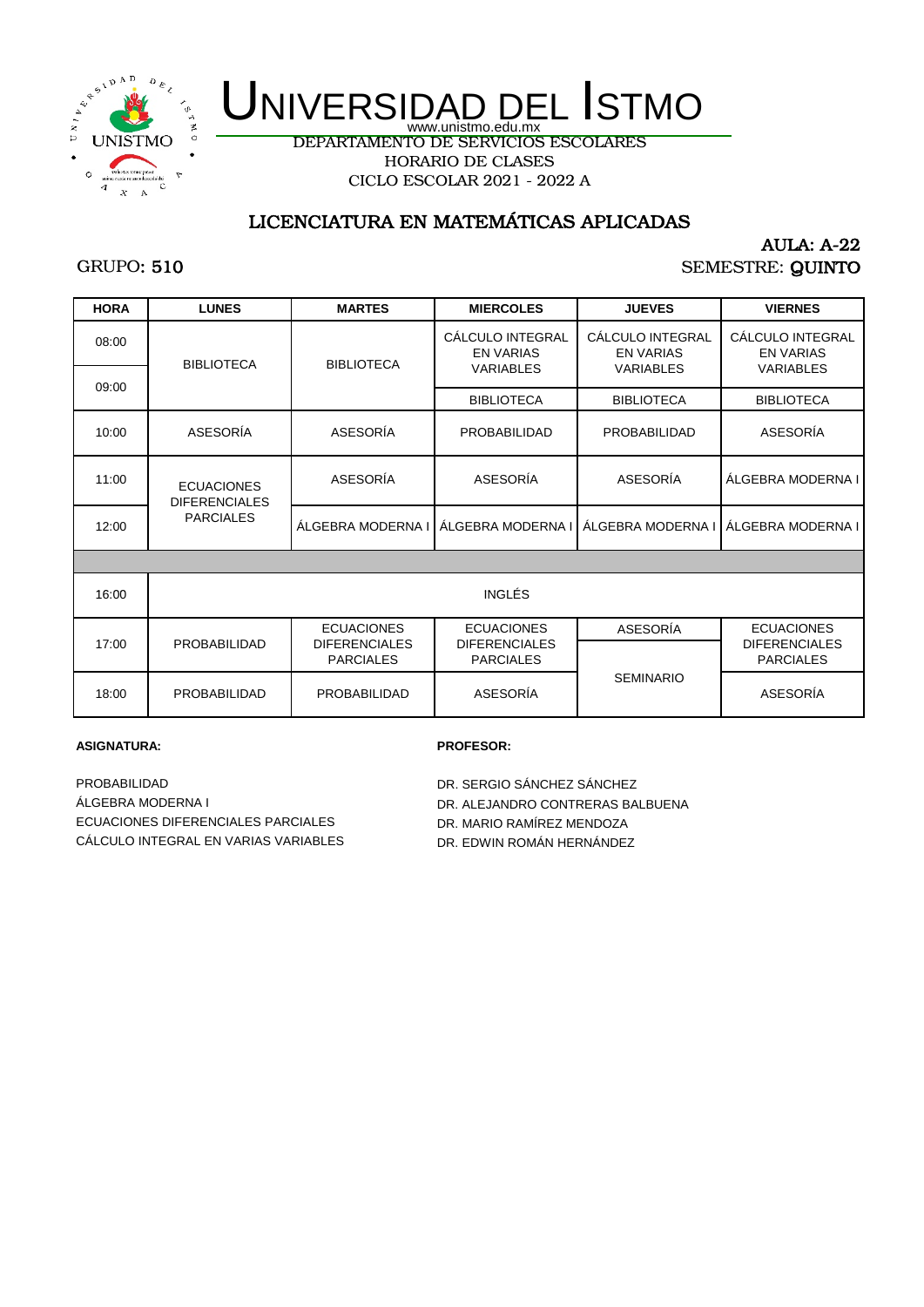# UNIVERSIDAD DEL ISTMO

www.unistmo.edu.mx

DEPARTAMENTO DE SERVICIOS ESCOLARES

HORARIO DE CLASES

CICLO ESCOLAR 2021 - 2022 A

## LICENCIATURA EN MATEMÁTICAS APLICADAS

AULA: A-22

GRUPO: 510

SEMESTRE: QUINTO

| HORA | LUNES | MARTES | MIERCOLES | JUEVES | VIERNES |
|---|---|---|---|---|---|
| 08:00 | BIBLIOTECA | BIBLIOTECA | CÁLCULO INTEGRAL EN VARIAS VARIABLES | CÁLCULO INTEGRAL EN VARIAS VARIABLES | CÁLCULO INTEGRAL EN VARIAS VARIABLES |
| 09:00 | BIBLIOTECA | BIBLIOTECA | BIBLIOTECA | BIBLIOTECA | BIBLIOTECA |
| 10:00 | ASESORÍA | ASESORÍA | PROBABILIDAD | PROBABILIDAD | ASESORÍA |
| 11:00 | ECUACIONES DIFERENCIALES PARCIALES | ASESORÍA | ASESORÍA | ASESORÍA | ÁLGEBRA MODERNA I |
| 12:00 | ECUACIONES DIFERENCIALES PARCIALES | ÁLGEBRA MODERNA I | ÁLGEBRA MODERNA I | ÁLGEBRA MODERNA I | ÁLGEBRA MODERNA I |
| | | | | | |
| 16:00 | INGLÉS | INGLÉS | INGLÉS | INGLÉS | INGLÉS |
| 17:00 | PROBABILIDAD | ECUACIONES DIFERENCIALES PARCIALES | ECUACIONES DIFERENCIALES PARCIALES | ASESORÍA / SEMINARIO | ECUACIONES DIFERENCIALES PARCIALES |
| 18:00 | PROBABILIDAD | PROBABILIDAD | ASESORÍA | SEMINARIO | ASESORÍA |

| ASIGNATURA: | PROFESOR: |
|---|---|
| PROBABILIDAD | DR. SERGIO SÁNCHEZ SÁNCHEZ |
| ÁLGEBRA MODERNA I | DR. ALEJANDRO CONTRERAS BALBUENA |
| ECUACIONES DIFERENCIALES PARCIALES | DR. MARIO RAMÍREZ MENDOZA |
| CÁLCULO INTEGRAL EN VARIAS VARIABLES | DR. EDWIN ROMÁN HERNÁNDEZ |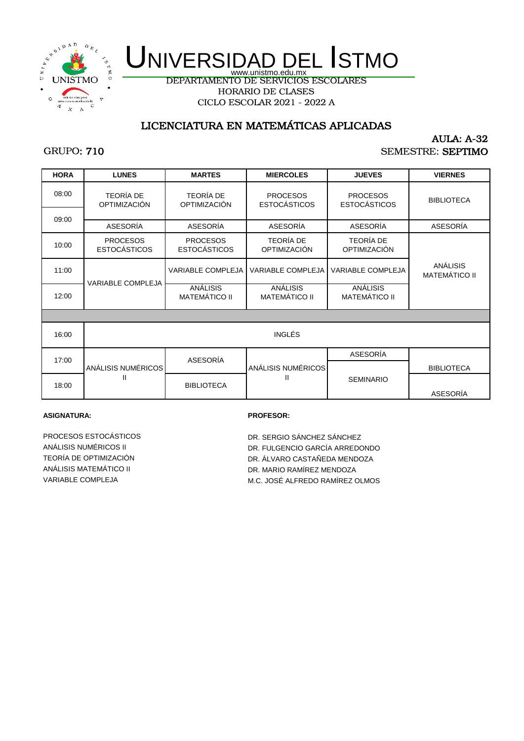# UNIVERSIDAD DEL ISTMO

www.unistmo.edu.mx

DEPARTAMENTO DE SERVICIOS ESCOLARES

HORARIO DE CLASES

CICLO ESCOLAR 2021 - 2022 A

## LICENCIATURA EN MATEMÁTICAS APLICADAS

AULA: A-32

GRUPO: 710

SEMESTRE: SEPTIMO

| HORA | LUNES | MARTES | MIERCOLES | JUEVES | VIERNES |
|---|---|---|---|---|---|
| 08:00 | TEORÍA DE OPTIMIZACIÓN | TEORÍA DE OPTIMIZACIÓN | PROCESOS ESTOCÁSTICOS | PROCESOS ESTOCÁSTICOS | BIBLIOTECA |
| 09:00 | ASESORÍA | ASESORÍA | ASESORÍA | ASESORÍA | ASESORÍA |
| 10:00 | PROCESOS ESTOCÁSTICOS | PROCESOS ESTOCÁSTICOS | TEORÍA DE OPTIMIZACIÓN | TEORÍA DE OPTIMIZACIÓN | ANÁLISIS MATEMÁTICO II |
| 11:00 | VARIABLE COMPLEJA | VARIABLE COMPLEJA | VARIABLE COMPLEJA | VARIABLE COMPLEJA | ANÁLISIS MATEMÁTICO II |
| 12:00 | VARIABLE COMPLEJA | ANÁLISIS MATEMÁTICO II | ANÁLISIS MATEMÁTICO II | ANÁLISIS MATEMÁTICO II | ANÁLISIS MATEMÁTICO II |
| | | | | | |
| 16:00 | INGLÉS | INGLÉS | INGLÉS | INGLÉS | INGLÉS |
| 17:00 | ANÁLISIS NUMÉRICOS II | ASESORÍA | ANÁLISIS NUMÉRICOS II | ASESORÍA / SEMINARIO | BIBLIOTECA |
| 18:00 | ANÁLISIS NUMÉRICOS II | BIBLIOTECA | ANÁLISIS NUMÉRICOS II | SEMINARIO | ASESORÍA |

| ASIGNATURA: | PROFESOR: |
|---|---|
| PROCESOS ESTOCÁSTICOS | DR. SERGIO SÁNCHEZ SÁNCHEZ |
| ANÁLISIS NUMÉRICOS II | DR. FULGENCIO GARCÍA ARREDONDO |
| TEORÍA DE OPTIMIZACIÓN | DR. ÁLVARO CASTAÑEDA MENDOZA |
| ANÁLISIS MATEMÁTICO II | DR. MARIO RAMÍREZ MENDOZA |
| VARIABLE COMPLEJA | M.C. JOSÉ ALFREDO RAMÍREZ OLMOS |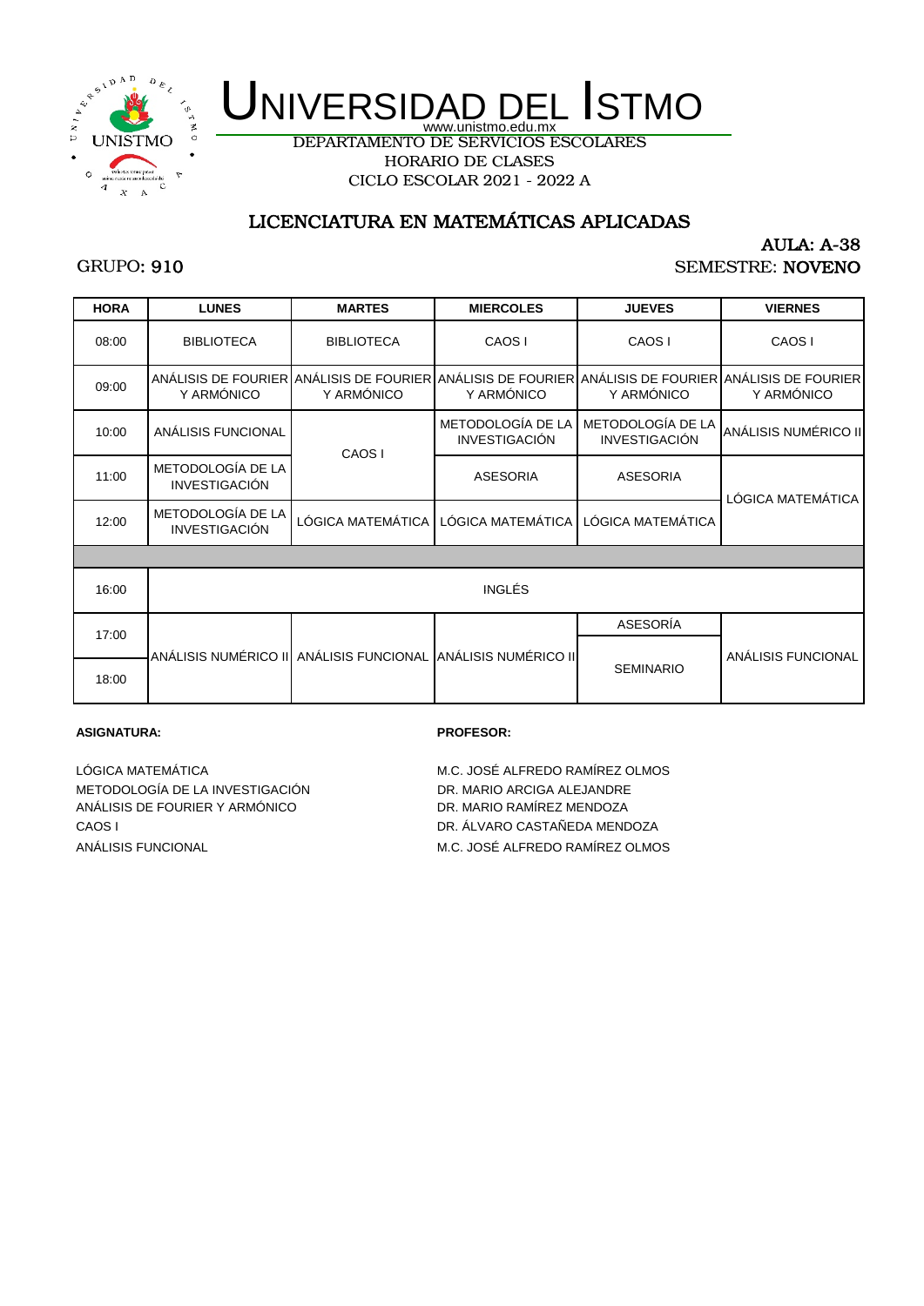# UNIVERSIDAD DEL ISTMO

www.unistmo.edu.mx

DEPARTAMENTO DE SERVICIOS ESCOLARES

HORARIO DE CLASES

CICLO ESCOLAR 2021 - 2022 A

## LICENCIATURA EN MATEMÁTICAS APLICADAS

AULA: A-38

GRUPO: 910

SEMESTRE: NOVENO

| HORA | LUNES | MARTES | MIERCOLES | JUEVES | VIERNES |
|---|---|---|---|---|---|
| 08:00 | BIBLIOTECA | BIBLIOTECA | CAOS I | CAOS I | CAOS I |
| 09:00 | ANÁLISIS DE FOURIER Y ARMÓNICO | ANÁLISIS DE FOURIER Y ARMÓNICO | ANÁLISIS DE FOURIER Y ARMÓNICO | ANÁLISIS DE FOURIER Y ARMÓNICO | ANÁLISIS DE FOURIER Y ARMÓNICO |
| 10:00 | ANÁLISIS FUNCIONAL | CAOS I | METODOLOGÍA DE LA INVESTIGACIÓN | METODOLOGÍA DE LA INVESTIGACIÓN | ANÁLISIS NUMÉRICO II |
| 11:00 | METODOLOGÍA DE LA INVESTIGACIÓN | CAOS I | ASESORIA | ASESORIA | LÓGICA MATEMÁTICA |
| 12:00 | METODOLOGÍA DE LA INVESTIGACIÓN | LÓGICA MATEMÁTICA | LÓGICA MATEMÁTICA | LÓGICA MATEMÁTICA | LÓGICA MATEMÁTICA |
| | | | | | |
| 16:00 | INGLÉS | INGLÉS | INGLÉS | INGLÉS | INGLÉS |
| 17:00 | ANÁLISIS NUMÉRICO II | ANÁLISIS FUNCIONAL | ANÁLISIS NUMÉRICO II | ASESORÍA | ANÁLISIS FUNCIONAL |
| 18:00 | ANÁLISIS NUMÉRICO II | ANÁLISIS FUNCIONAL | ANÁLISIS NUMÉRICO II | SEMINARIO | ANÁLISIS FUNCIONAL |

| ASIGNATURA: | PROFESOR: |
|---|---|
| LÓGICA MATEMÁTICA | M.C. JOSÉ ALFREDO RAMÍREZ OLMOS |
| METODOLOGÍA DE LA INVESTIGACIÓN | DR. MARIO ARCIGA ALEJANDRE |
| ANÁLISIS DE FOURIER Y ARMÓNICO | DR. MARIO RAMÍREZ MENDOZA |
| CAOS I | DR. ÁLVARO CASTAÑEDA MENDOZA |
| ANÁLISIS FUNCIONAL | M.C. JOSÉ ALFREDO RAMÍREZ OLMOS |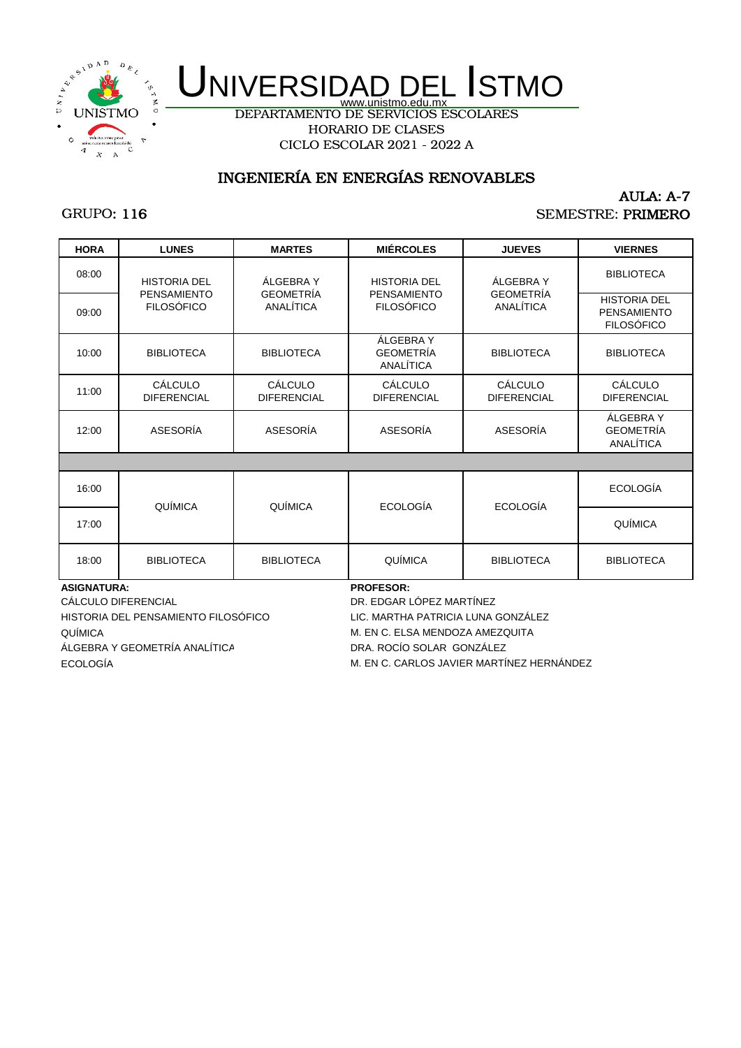# UNIVERSIDAD DEL ISTMO

www.unistmo.edu.mx

DEPARTAMENTO DE SERVICIOS ESCOLARES

HORARIO DE CLASES

CICLO ESCOLAR 2021 - 2022 A

## INGENIERÍA EN ENERGÍAS RENOVABLES

AULA: A-7

GRUPO: 116

SEMESTRE: PRIMERO

| HORA | LUNES | MARTES | MIÉRCOLES | JUEVES | VIERNES |
|---|---|---|---|---|---|
| 08:00 | HISTORIA DEL PENSAMIENTO FILOSÓFICO | ÁLGEBRA Y GEOMETRÍA ANALÍTICA | HISTORIA DEL PENSAMIENTO FILOSÓFICO | ÁLGEBRA Y GEOMETRÍA ANALÍTICA | BIBLIOTECA |
| 09:00 | HISTORIA DEL PENSAMIENTO FILOSÓFICO | ÁLGEBRA Y GEOMETRÍA ANALÍTICA | HISTORIA DEL PENSAMIENTO FILOSÓFICO | ÁLGEBRA Y GEOMETRÍA ANALÍTICA | HISTORIA DEL PENSAMIENTO FILOSÓFICO |
| 10:00 | BIBLIOTECA | BIBLIOTECA | ÁLGEBRA Y GEOMETRÍA ANALÍTICA | BIBLIOTECA | BIBLIOTECA |
| 11:00 | CÁLCULO DIFERENCIAL | CÁLCULO DIFERENCIAL | CÁLCULO DIFERENCIAL | CÁLCULO DIFERENCIAL | CÁLCULO DIFERENCIAL |
| 12:00 | ASESORÍA | ASESORÍA | ASESORÍA | ASESORÍA | ÁLGEBRA Y GEOMETRÍA ANALÍTICA |
| | | | | | |
| 16:00 | QUÍMICA | QUÍMICA | ECOLOGÍA | ECOLOGÍA | ECOLOGÍA |
| 17:00 | QUÍMICA | QUÍMICA | ECOLOGÍA | ECOLOGÍA | QUÍMICA |
| 18:00 | BIBLIOTECA | BIBLIOTECA | QUÍMICA | BIBLIOTECA | BIBLIOTECA |

| ASIGNATURA: | PROFESOR: |
|---|---|
| CÁLCULO DIFERENCIAL | DR. EDGAR LÓPEZ MARTÍNEZ |
| HISTORIA DEL PENSAMIENTO FILOSÓFICO | LIC. MARTHA PATRICIA LUNA GONZÁLEZ |
| QUÍMICA | M. EN C. ELSA MENDOZA AMEZQUITA |
| ÁLGEBRA Y GEOMETRÍA ANALÍTICA | DRA. ROCÍO SOLAR GONZÁLEZ |
| ECOLOGÍA | M. EN C. CARLOS JAVIER MARTÍNEZ HERNÁNDEZ |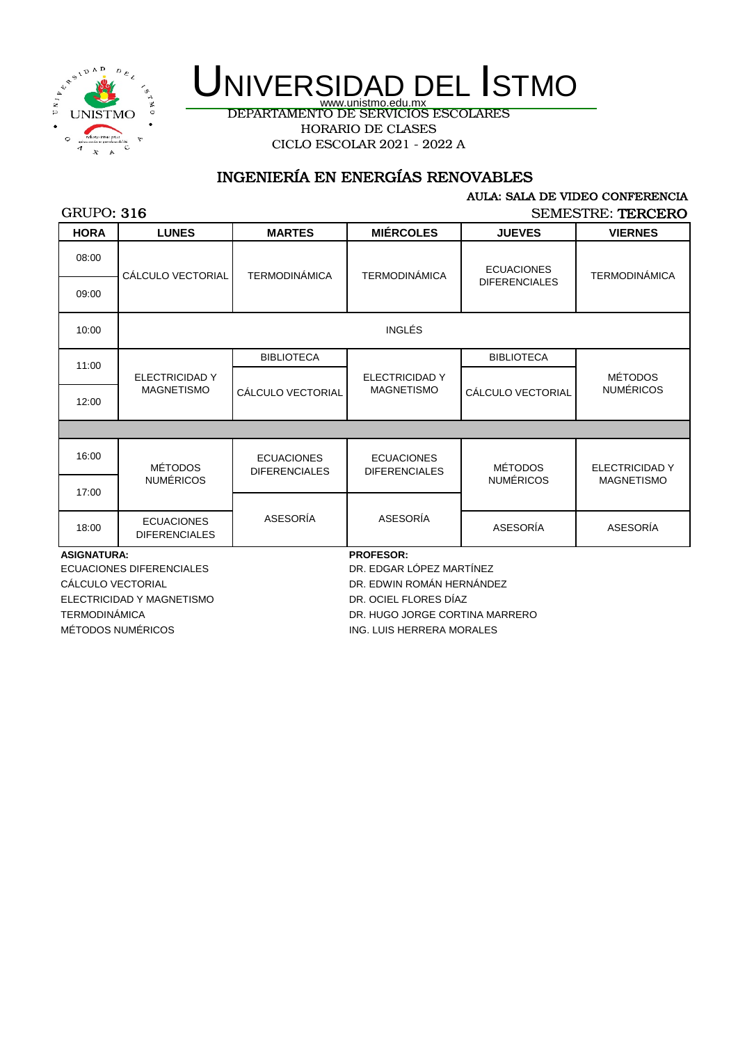# UNIVERSIDAD DEL ISTMO

www.unistmo.edu.mx

DEPARTAMENTO DE SERVICIOS ESCOLARES

HORARIO DE CLASES

CICLO ESCOLAR 2021 - 2022 A

## INGENIERÍA EN ENERGÍAS RENOVABLES

AULA: SALA DE VIDEO CONFERENCIA

GRUPO: 316

SEMESTRE: TERCERO

| HORA | LUNES | MARTES | MIÉRCOLES | JUEVES | VIERNES |
|---|---|---|---|---|---|
| 08:00 | CÁLCULO VECTORIAL | TERMODINÁMICA | TERMODINÁMICA | ECUACIONES DIFERENCIALES | TERMODINÁMICA |
| 09:00 | CÁLCULO VECTORIAL | TERMODINÁMICA | TERMODINÁMICA | ECUACIONES DIFERENCIALES | TERMODINÁMICA |
| 10:00 | INGLÉS | INGLÉS | INGLÉS | INGLÉS | INGLÉS |
| 11:00 | ELECTRICIDAD Y MAGNETISMO | BIBLIOTECA | ELECTRICIDAD Y MAGNETISMO | BIBLIOTECA | MÉTODOS NUMÉRICOS |
| 12:00 | ELECTRICIDAD Y MAGNETISMO | CÁLCULO VECTORIAL | ELECTRICIDAD Y MAGNETISMO | CÁLCULO VECTORIAL | MÉTODOS NUMÉRICOS |
| | | | | | |
| 16:00 | MÉTODOS NUMÉRICOS | ECUACIONES DIFERENCIALES | ECUACIONES DIFERENCIALES | MÉTODOS NUMÉRICOS | ELECTRICIDAD Y MAGNETISMO |
| 17:00 | MÉTODOS NUMÉRICOS | ASESORÍA | ASESORÍA | MÉTODOS NUMÉRICOS | ELECTRICIDAD Y MAGNETISMO |
| 18:00 | ECUACIONES DIFERENCIALES | ASESORÍA | ASESORÍA | ASESORÍA | ASESORÍA |

| ASIGNATURA: | PROFESOR: |
|---|---|
| ECUACIONES DIFERENCIALES | DR. EDGAR LÓPEZ MARTÍNEZ |
| CÁLCULO VECTORIAL | DR. EDWIN ROMÁN HERNÁNDEZ |
| ELECTRICIDAD Y MAGNETISMO | DR. OCIEL FLORES DÍAZ |
| TERMODINÁMICA | DR. HUGO JORGE CORTINA MARRERO |
| MÉTODOS NUMÉRICOS | ING. LUIS HERRERA MORALES |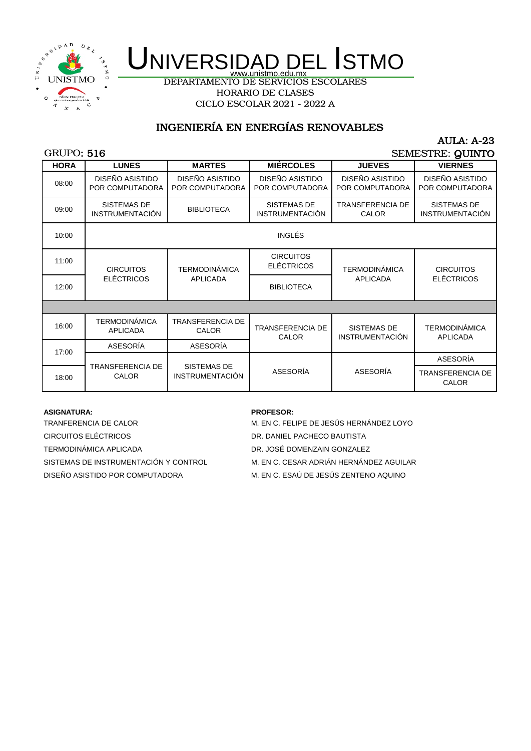# UNIVERSIDAD DEL ISTMO

www.unistmo.edu.mx

DEPARTAMENTO DE SERVICIOS ESCOLARES

HORARIO DE CLASES

CICLO ESCOLAR 2021 - 2022 A

## INGENIERÍA EN ENERGÍAS RENOVABLES

AULA: A-23

GRUPO: 516

SEMESTRE: QUINTO

| HORA | LUNES | MARTES | MIÉRCOLES | JUEVES | VIERNES |
|---|---|---|---|---|---|
| 08:00 | DISEÑO ASISTIDO POR COMPUTADORA | DISEÑO ASISTIDO POR COMPUTADORA | DISEÑO ASISTIDO POR COMPUTADORA | DISEÑO ASISTIDO POR COMPUTADORA | DISEÑO ASISTIDO POR COMPUTADORA |
| 09:00 | SISTEMAS DE INSTRUMENTACIÓN | BIBLIOTECA | SISTEMAS DE INSTRUMENTACIÓN | TRANSFERENCIA DE CALOR | SISTEMAS DE INSTRUMENTACIÓN |
| 10:00 | INGLÉS | INGLÉS | INGLÉS | INGLÉS | INGLÉS |
| 11:00 | CIRCUITOS ELÉCTRICOS | TERMODINÁMICA APLICADA | CIRCUITOS ELÉCTRICOS | TERMODINÁMICA APLICADA | CIRCUITOS ELÉCTRICOS |
| 12:00 | CIRCUITOS ELÉCTRICOS | TERMODINÁMICA APLICADA | BIBLIOTECA | TERMODINÁMICA APLICADA | CIRCUITOS ELÉCTRICOS |
| | | | | | |
| 16:00 | TERMODINÁMICA APLICADA | TRANSFERENCIA DE CALOR | TRANSFERENCIA DE CALOR | SISTEMAS DE INSTRUMENTACIÓN | TERMODINÁMICA APLICADA |
| 17:00 | ASESORÍA / TRANSFERENCIA DE CALOR | ASESORÍA / SISTEMAS DE INSTRUMENTACIÓN | TRANSFERENCIA DE CALOR / ASESORÍA | SISTEMAS DE INSTRUMENTACIÓN / ASESORÍA | TERMODINÁMICA APLICADA / ASESORÍA |
| 18:00 | TRANSFERENCIA DE CALOR | SISTEMAS DE INSTRUMENTACIÓN | ASESORÍA | ASESORÍA | TRANSFERENCIA DE CALOR |

| ASIGNATURA: | PROFESOR: |
|---|---|
| TRANFERENCIA DE CALOR | M. EN C. FELIPE DE JESÚS HERNÁNDEZ LOYO |
| CIRCUITOS ELÉCTRICOS | DR. DANIEL PACHECO BAUTISTA |
| TERMODINÁMICA APLICADA | DR. JOSÉ DOMENZAIN GONZALEZ |
| SISTEMAS DE INSTRUMENTACIÓN Y CONTROL | M. EN C. CESAR ADRIÁN HERNÁNDEZ AGUILAR |
| DISEÑO ASISTIDO POR COMPUTADORA | M. EN C. ESAÚ DE JESÚS ZENTENO AQUINO |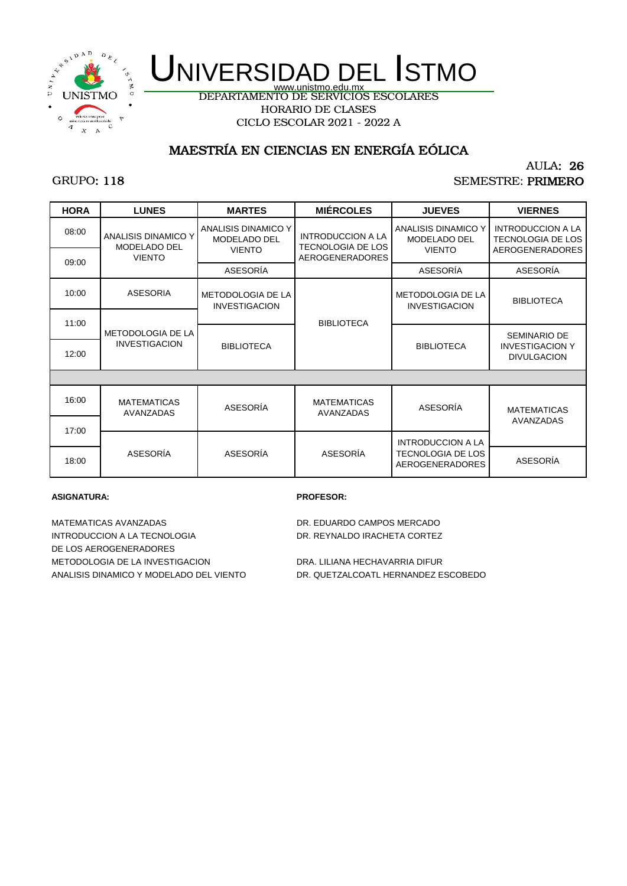# UNIVERSIDAD DEL ISTMO

www.unistmo.edu.mx

DEPARTAMENTO DE SERVICIOS ESCOLARES

HORARIO DE CLASES

CICLO ESCOLAR 2021 - 2022 A

## MAESTRÍA EN CIENCIAS EN ENERGÍA EÓLICA

AULA: 26

GRUPO: 118

SEMESTRE: PRIMERO

| HORA | LUNES | MARTES | MIÉRCOLES | JUEVES | VIERNES |
|---|---|---|---|---|---|
| 08:00 | ANALISIS DINAMICO Y MODELADO DEL VIENTO | ANALISIS DINAMICO Y MODELADO DEL VIENTO | INTRODUCCION A LA TECNOLOGIA DE LOS AEROGENERADORES | ANALISIS DINAMICO Y MODELADO DEL VIENTO | INTRODUCCION A LA TECNOLOGIA DE LOS AEROGENERADORES |
| 09:00 | ANALISIS DINAMICO Y MODELADO DEL VIENTO | ASESORÍA | INTRODUCCION A LA TECNOLOGIA DE LOS AEROGENERADORES | ASESORÍA | ASESORÍA |
| 10:00 | ASESORIA | METODOLOGIA DE LA INVESTIGACION | BIBLIOTECA | METODOLOGIA DE LA INVESTIGACION | BIBLIOTECA |
| 11:00 | METODOLOGIA DE LA INVESTIGACION | BIBLIOTECA | BIBLIOTECA | BIBLIOTECA | SEMINARIO DE INVESTIGACION Y DIVULGACION |
| 12:00 | METODOLOGIA DE LA INVESTIGACION | BIBLIOTECA | BIBLIOTECA | BIBLIOTECA | SEMINARIO DE INVESTIGACION Y DIVULGACION |
| | | | | | |
| 16:00 | MATEMATICAS AVANZADAS | ASESORÍA | MATEMATICAS AVANZADAS | ASESORÍA | MATEMATICAS AVANZADAS |
| 17:00 | ASESORÍA | ASESORÍA | ASESORÍA | INTRODUCCION A LA TECNOLOGIA DE LOS AEROGENERADORES | MATEMATICAS AVANZADAS |
| 18:00 | ASESORÍA | ASESORÍA | ASESORÍA | INTRODUCCION A LA TECNOLOGIA DE LOS AEROGENERADORES | ASESORÍA |

| ASIGNATURA: | PROFESOR: |
|---|---|
| MATEMATICAS AVANZADAS | DR. EDUARDO CAMPOS MERCADO |
| INTRODUCCION A LA TECNOLOGIA DE LOS AEROGENERADORES | DR. REYNALDO IRACHETA CORTEZ |
| METODOLOGIA DE LA INVESTIGACION | DRA. LILIANA HECHAVARRIA DIFUR |
| ANALISIS DINAMICO Y MODELADO DEL VIENTO | DR. QUETZALCOATL HERNANDEZ ESCOBEDO |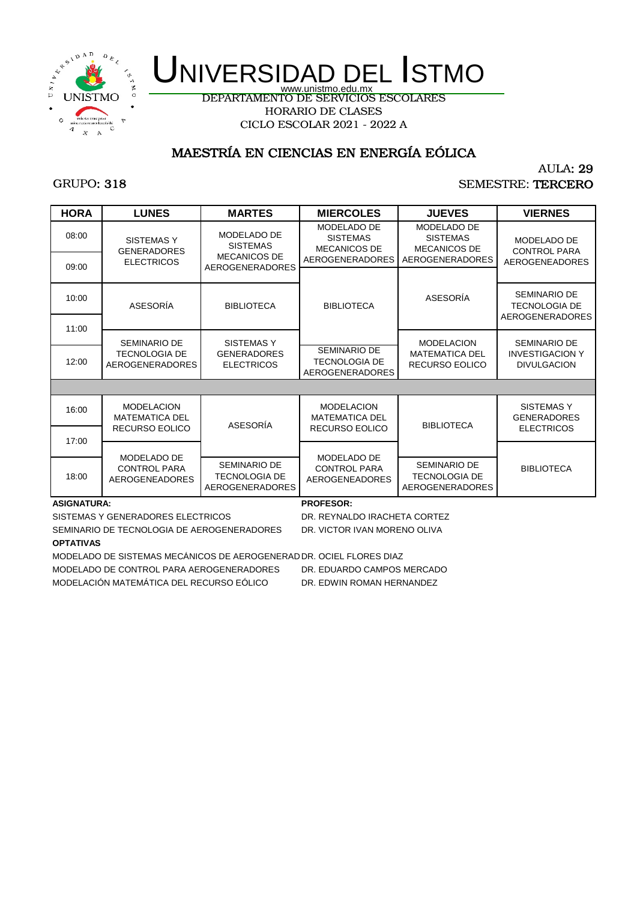# UNIVERSIDAD DEL ISTMO

www.unistmo.edu.mx

DEPARTAMENTO DE SERVICIOS ESCOLARES

HORARIO DE CLASES

CICLO ESCOLAR 2021 - 2022 A

## MAESTRÍA EN CIENCIAS EN ENERGÍA EÓLICA

AULA: 29

GRUPO: 318

SEMESTRE: TERCERO

| HORA | LUNES | MARTES | MIERCOLES | JUEVES | VIERNES |
|---|---|---|---|---|---|
| 08:00 | SISTEMAS Y GENERADORES ELECTRICOS | MODELADO DE SISTEMAS MECANICOS DE AEROGENERADORES | MODELADO DE SISTEMAS MECANICOS DE AEROGENERADORES | MODELADO DE SISTEMAS MECANICOS DE AEROGENERADORES | MODELADO DE CONTROL PARA AEROGENEADORES |
| 09:00 | SISTEMAS Y GENERADORES ELECTRICOS | MODELADO DE SISTEMAS MECANICOS DE AEROGENERADORES | BIBLIOTECA | ASESORÍA | MODELADO DE CONTROL PARA AEROGENEADORES |
| 10:00 | ASESORÍA | BIBLIOTECA | BIBLIOTECA | ASESORÍA | SEMINARIO DE TECNOLOGIA DE AEROGENERADORES |
| 11:00 | ASESORÍA | BIBLIOTECA | BIBLIOTECA | ASESORÍA | SEMINARIO DE TECNOLOGIA DE AEROGENERADORES |
| 12:00 | SEMINARIO DE TECNOLOGIA DE AEROGENERADORES | SISTEMAS Y GENERADORES ELECTRICOS | SEMINARIO DE TECNOLOGIA DE AEROGENERADORES | MODELACION MATEMATICA DEL RECURSO EOLICO | SEMINARIO DE INVESTIGACION Y DIVULGACION |
| | | | | | |
| 16:00 | MODELACION MATEMATICA DEL RECURSO EOLICO | ASESORÍA | MODELACION MATEMATICA DEL RECURSO EOLICO | BIBLIOTECA | SISTEMAS Y GENERADORES ELECTRICOS |
| 17:00 | MODELACION MATEMATICA DEL RECURSO EOLICO | ASESORÍA | MODELACION MATEMATICA DEL RECURSO EOLICO | BIBLIOTECA | BIBLIOTECA |
| 18:00 | MODELADO DE CONTROL PARA AEROGENEADORES | SEMINARIO DE TECNOLOGIA DE AEROGENERADORES | MODELADO DE CONTROL PARA AEROGENEADORES | SEMINARIO DE TECNOLOGIA DE AEROGENERADORES | BIBLIOTECA |

| ASIGNATURA: | PROFESOR: |
|---|---|
| SISTEMAS Y GENERADORES ELECTRICOS | DR. REYNALDO IRACHETA CORTEZ |
| SEMINARIO DE TECNOLOGIA DE AEROGENERADORES | DR. VICTOR IVAN MORENO OLIVA |
| **OPTATIVAS** | |
| MODELADO DE SISTEMAS MECÁNICOS DE AEROGENERAD | DR. OCIEL FLORES DIAZ |
| MODELADO DE CONTROL PARA AEROGENERADORES | DR. EDUARDO CAMPOS MERCADO |
| MODELACIÓN MATEMÁTICA DEL RECURSO EÓLICO | DR. EDWIN ROMAN HERNANDEZ |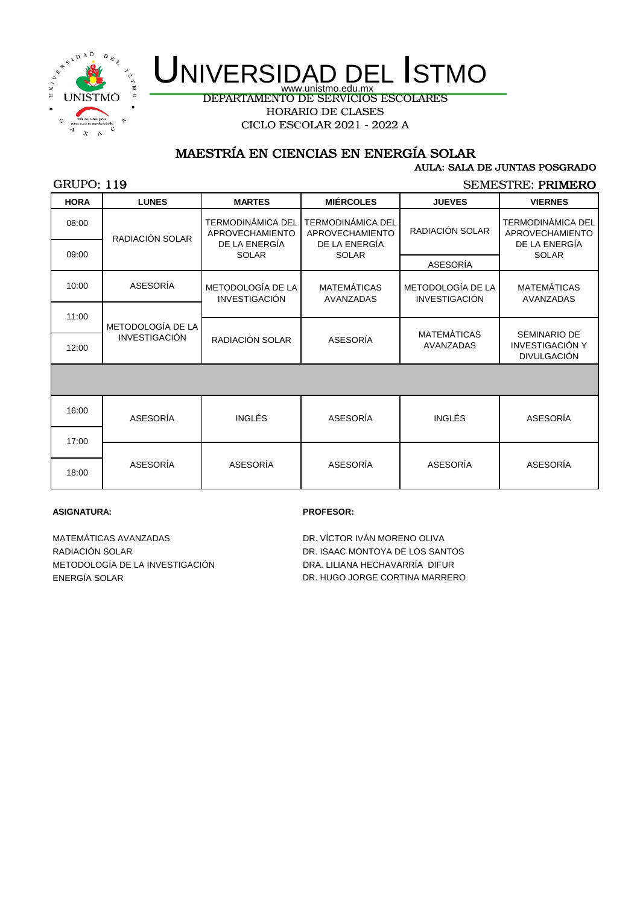# UNIVERSIDAD DEL ISTMO

www.unistmo.edu.mx

DEPARTAMENTO DE SERVICIOS ESCOLARES

HORARIO DE CLASES

CICLO ESCOLAR 2021 - 2022 A

## MAESTRÍA EN CIENCIAS EN ENERGÍA SOLAR

AULA: SALA DE JUNTAS POSGRADO

GRUPO: 119

SEMESTRE: PRIMERO

| HORA | LUNES | MARTES | MIÉRCOLES | JUEVES | VIERNES |
|---|---|---|---|---|---|
| 08:00 | RADIACIÓN SOLAR | TERMODINÁMICA DEL APROVECHAMIENTO DE LA ENERGÍA SOLAR | TERMODINÁMICA DEL APROVECHAMIENTO DE LA ENERGÍA SOLAR | RADIACIÓN SOLAR | TERMODINÁMICA DEL APROVECHAMIENTO DE LA ENERGÍA SOLAR |
| 09:00 | RADIACIÓN SOLAR | TERMODINÁMICA DEL APROVECHAMIENTO DE LA ENERGÍA SOLAR | TERMODINÁMICA DEL APROVECHAMIENTO DE LA ENERGÍA SOLAR | ASESORÍA | TERMODINÁMICA DEL APROVECHAMIENTO DE LA ENERGÍA SOLAR |
| 10:00 | ASESORÍA | METODOLOGÍA DE LA INVESTIGACIÓN | MATEMÁTICAS AVANZADAS | METODOLOGÍA DE LA INVESTIGACIÓN | MATEMÁTICAS AVANZADAS |
| 11:00 | METODOLOGÍA DE LA INVESTIGACIÓN | RADIACIÓN SOLAR | ASESORÍA | MATEMÁTICAS AVANZADAS | SEMINARIO DE INVESTIGACIÓN Y DIVULGACIÓN |
| 12:00 | METODOLOGÍA DE LA INVESTIGACIÓN | RADIACIÓN SOLAR | ASESORÍA | MATEMÁTICAS AVANZADAS | SEMINARIO DE INVESTIGACIÓN Y DIVULGACIÓN |
| | | | | | |
| 16:00 | ASESORÍA | INGLÉS | ASESORÍA | INGLÉS | ASESORÍA |
| 17:00 | ASESORÍA | ASESORÍA | ASESORÍA | ASESORÍA | ASESORÍA |
| 18:00 | ASESORÍA | ASESORÍA | ASESORÍA | ASESORÍA | ASESORÍA |

| ASIGNATURA: | PROFESOR: |
|---|---|
| MATEMÁTICAS AVANZADAS | DR. VÍCTOR IVÁN MORENO OLIVA |
| RADIACIÓN SOLAR | DR. ISAAC MONTOYA DE LOS SANTOS |
| METODOLOGÍA DE LA INVESTIGACIÓN | DRA. LILIANA HECHAVARRÍA DIFUR |
| ENERGÍA SOLAR | DR. HUGO JORGE CORTINA MARRERO |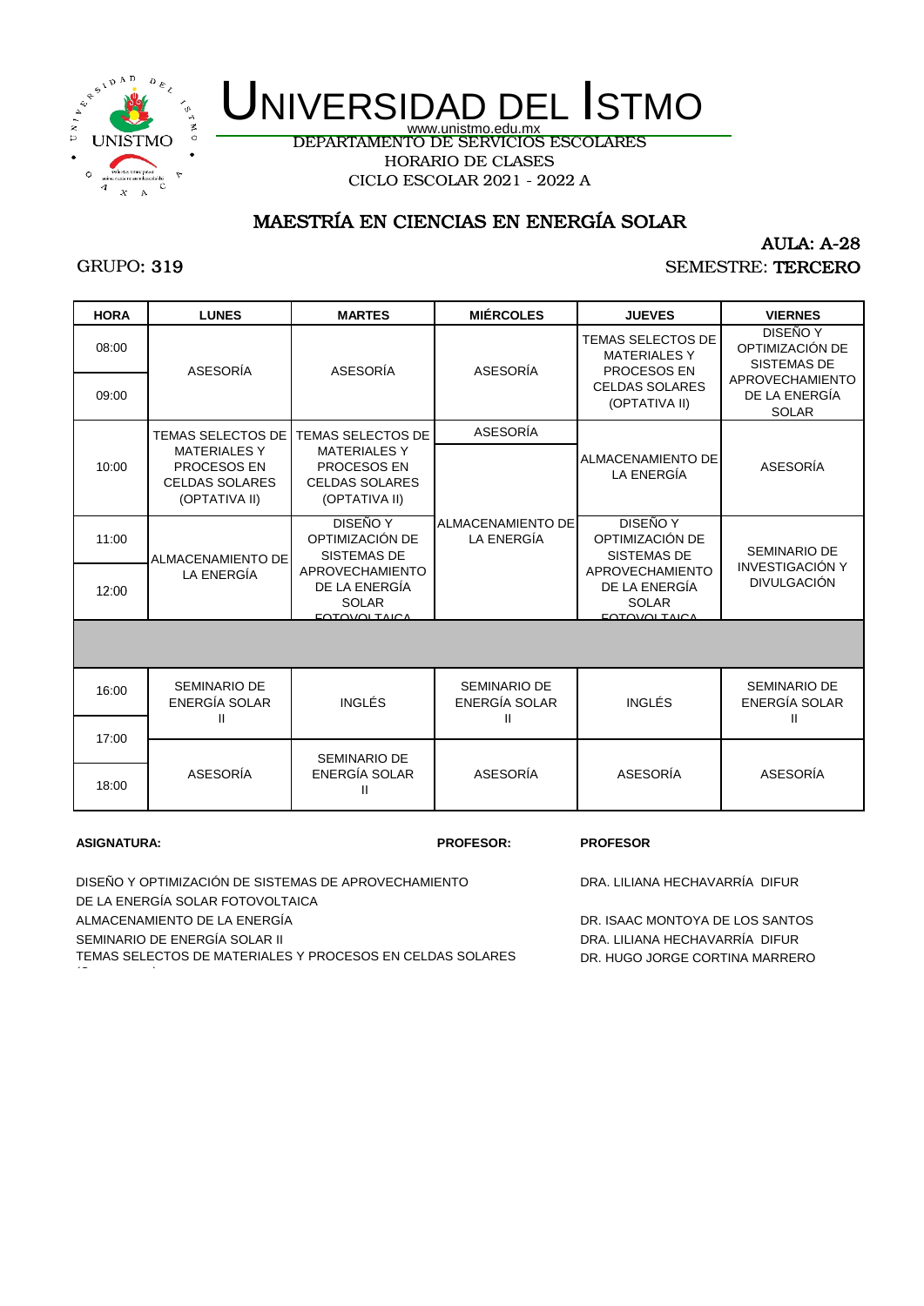# UNIVERSIDAD DEL ISTMO

www.unistmo.edu.mx

DEPARTAMENTO DE SERVICIOS ESCOLARES

HORARIO DE CLASES

CICLO ESCOLAR 2021 - 2022 A

## MAESTRÍA EN CIENCIAS EN ENERGÍA SOLAR

AULA: A-28

GRUPO: 319

SEMESTRE: TERCERO

| HORA | LUNES | MARTES | MIÉRCOLES | JUEVES | VIERNES |
|---|---|---|---|---|---|
| 08:00 | ASESORÍA | ASESORÍA | ASESORÍA | TEMAS SELECTOS DE MATERIALES Y PROCESOS EN CELDAS SOLARES (OPTATIVA II) | DISEÑO Y OPTIMIZACIÓN DE SISTEMAS DE APROVECHAMIENTO DE LA ENERGÍA SOLAR |
| 09:00 | | | | | |
| 10:00 | TEMAS SELECTOS DE MATERIALES Y PROCESOS EN CELDAS SOLARES (OPTATIVA II) | TEMAS SELECTOS DE MATERIALES Y PROCESOS EN CELDAS SOLARES (OPTATIVA II) | ASESORÍA / ALMACENAMIENTO DE LA ENERGÍA | ALMACENAMIENTO DE LA ENERGÍA | ASESORÍA |
| 11:00 | ALMACENAMIENTO DE LA ENERGÍA | DISEÑO Y OPTIMIZACIÓN DE SISTEMAS DE APROVECHAMIENTO DE LA ENERGÍA SOLAR FOTOVOLTAICA | ALMACENAMIENTO DE LA ENERGÍA | DISEÑO Y OPTIMIZACIÓN DE SISTEMAS DE APROVECHAMIENTO DE LA ENERGÍA SOLAR FOTOVOLTAICA | SEMINARIO DE INVESTIGACIÓN Y DIVULGACIÓN |
| 12:00 | | | | | |
| | | | | | |
| 16:00 | SEMINARIO DE ENERGÍA SOLAR II | INGLÉS | SEMINARIO DE ENERGÍA SOLAR II | INGLÉS | SEMINARIO DE ENERGÍA SOLAR II |
| 17:00 | ASESORÍA | SEMINARIO DE ENERGÍA SOLAR II | ASESORÍA | ASESORÍA | ASESORÍA |
| 18:00 | | | | | |

| ASIGNATURA: | PROFESOR: | PROFESOR |
|---|---|---|
| DISEÑO Y OPTIMIZACIÓN DE SISTEMAS DE APROVECHAMIENTO DE LA ENERGÍA SOLAR FOTOVOLTAICA | | DRA. LILIANA HECHAVARRÍA DIFUR |
| ALMACENAMIENTO DE LA ENERGÍA | | DR. ISAAC MONTOYA DE LOS SANTOS |
| SEMINARIO DE ENERGÍA SOLAR II | | DRA. LILIANA HECHAVARRÍA DIFUR |
| TEMAS SELECTOS DE MATERIALES Y PROCESOS EN CELDAS SOLARES (OPTATIVA II) | | DR. HUGO JORGE CORTINA MARRERO |